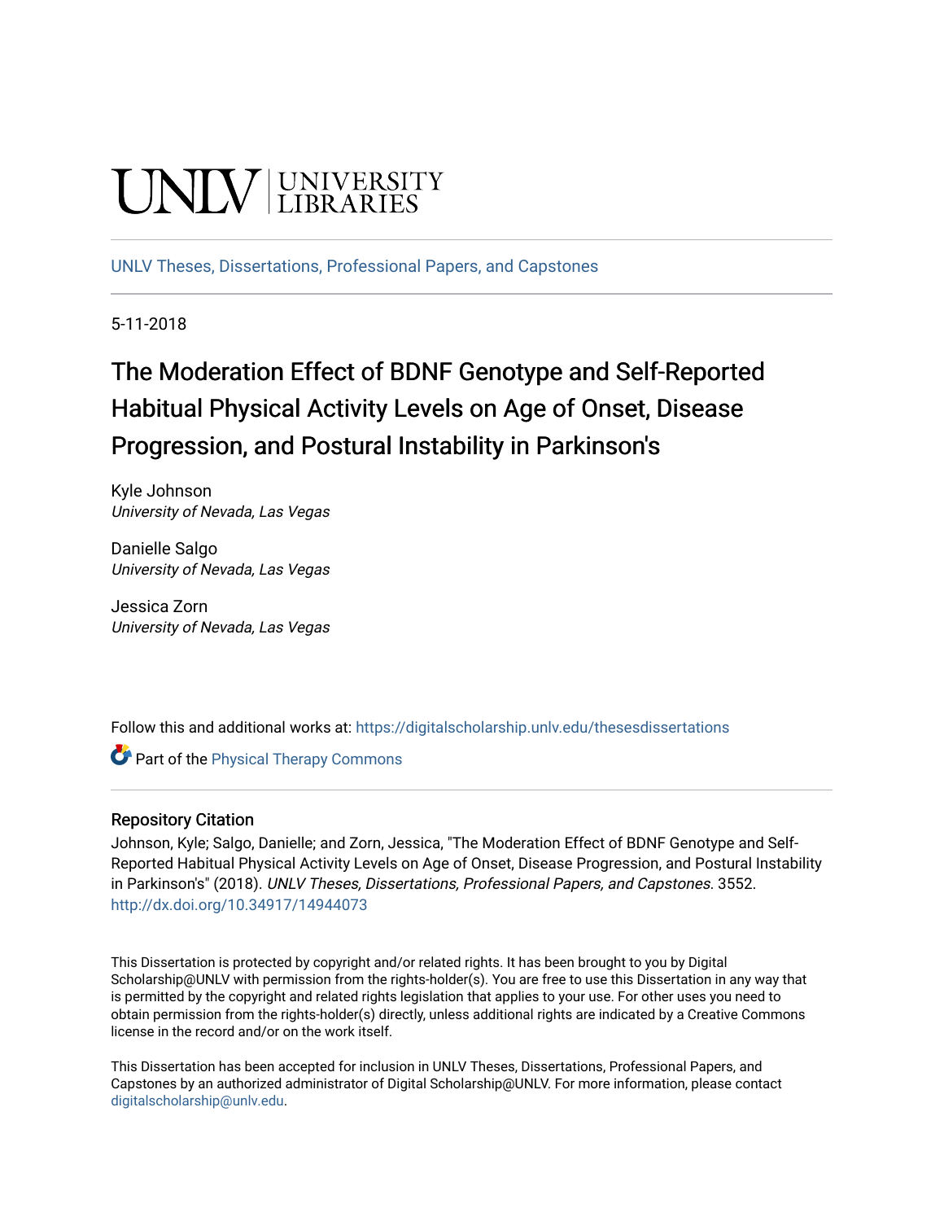UNLV | UNIVERSITY LIBRARIES

UNLV Theses, Dissertations, Professional Papers, and Capstones

5-11-2018

# The Moderation Effect of BDNF Genotype and Self-Reported Habitual Physical Activity Levels on Age of Onset, Disease Progression, and Postural Instability in Parkinson's

Kyle Johnson
*University of Nevada, Las Vegas*

Danielle Salgo
*University of Nevada, Las Vegas*

Jessica Zorn
*University of Nevada, Las Vegas*

Follow this and additional works at: https://digitalscholarship.unlv.edu/thesesdissertations

Part of the Physical Therapy Commons

## Repository Citation

Johnson, Kyle; Salgo, Danielle; and Zorn, Jessica, "The Moderation Effect of BDNF Genotype and Self-Reported Habitual Physical Activity Levels on Age of Onset, Disease Progression, and Postural Instability in Parkinson's" (2018). *UNLV Theses, Dissertations, Professional Papers, and Capstones*. 3552.
http://dx.doi.org/10.34917/14944073

This Dissertation is protected by copyright and/or related rights. It has been brought to you by Digital Scholarship@UNLV with permission from the rights-holder(s). You are free to use this Dissertation in any way that is permitted by the copyright and related rights legislation that applies to your use. For other uses you need to obtain permission from the rights-holder(s) directly, unless additional rights are indicated by a Creative Commons license in the record and/or on the work itself.

This Dissertation has been accepted for inclusion in UNLV Theses, Dissertations, Professional Papers, and Capstones by an authorized administrator of Digital Scholarship@UNLV. For more information, please contact digitalscholarship@unlv.edu.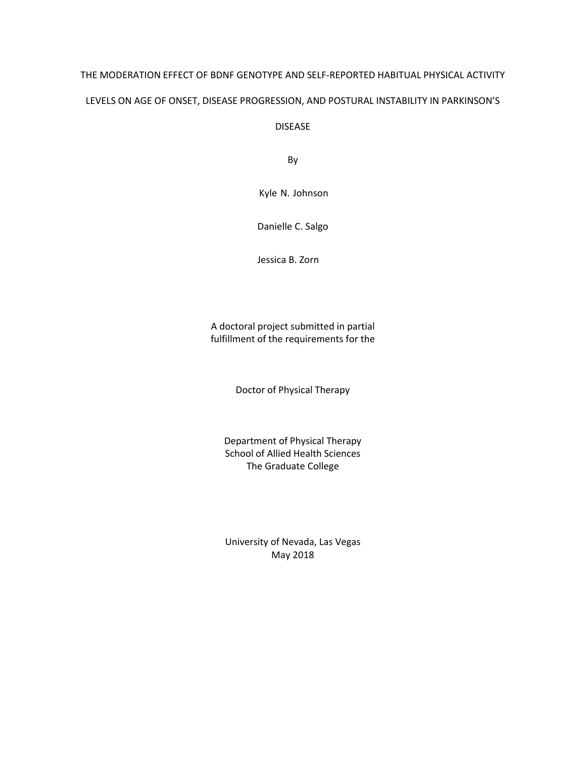# THE MODERATION EFFECT OF BDNF GENOTYPE AND SELF-REPORTED HABITUAL PHYSICAL ACTIVITY LEVELS ON AGE OF ONSET, DISEASE PROGRESSION, AND POSTURAL INSTABILITY IN PARKINSON'S DISEASE

By

Kyle N. Johnson

Danielle C. Salgo

Jessica B. Zorn

A doctoral project submitted in partial fulfillment of the requirements for the

Doctor of Physical Therapy

Department of Physical Therapy
School of Allied Health Sciences
The Graduate College

University of Nevada, Las Vegas
May 2018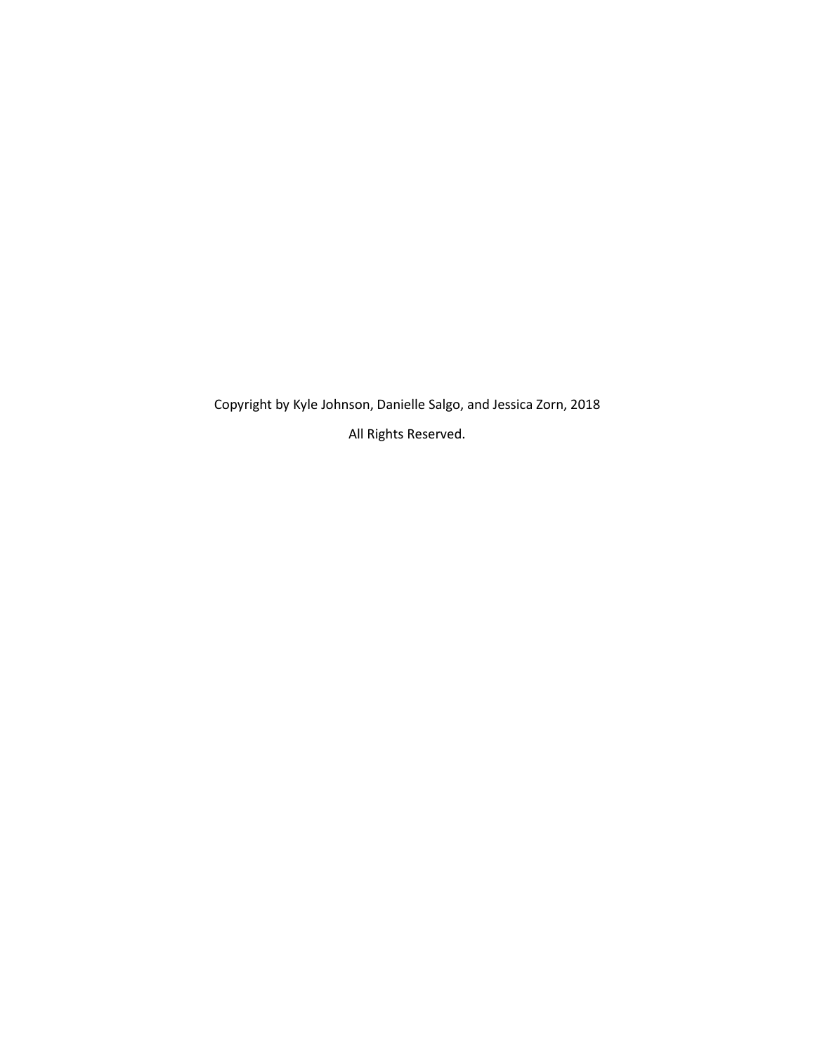Copyright by Kyle Johnson, Danielle Salgo, and Jessica Zorn, 2018

All Rights Reserved.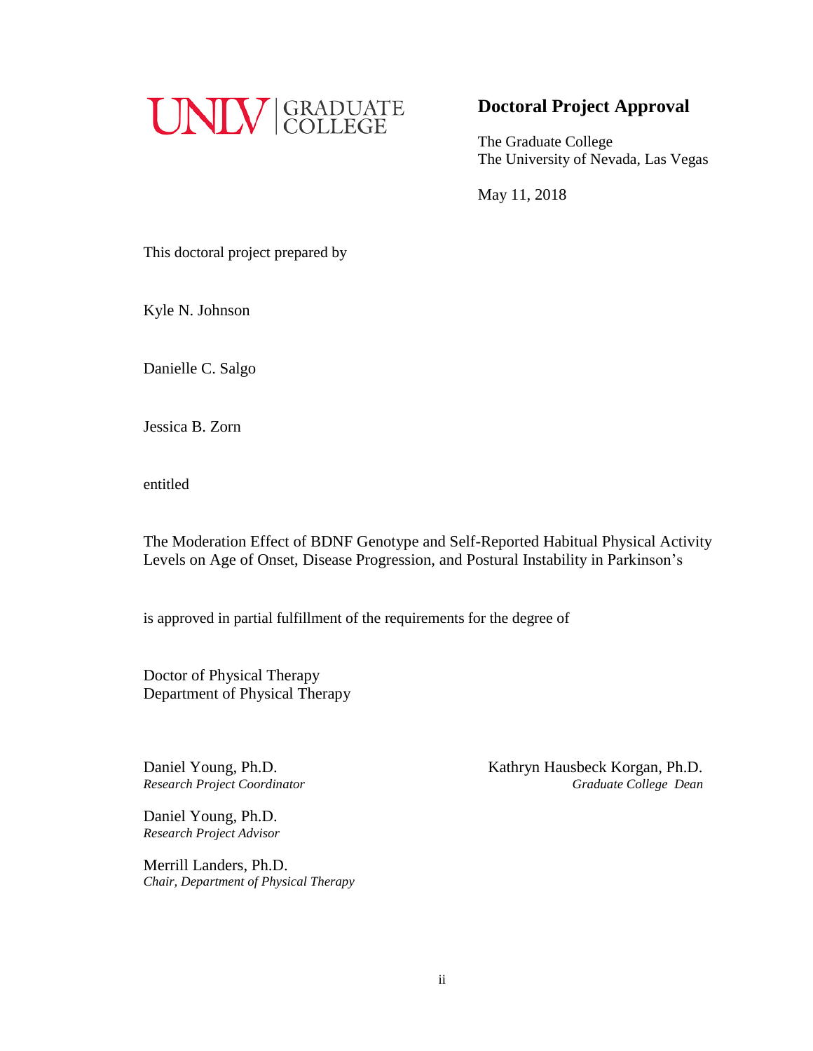UNLV | GRADUATE COLLEGE

## Doctoral Project Approval

The Graduate College
The University of Nevada, Las Vegas

May 11, 2018

This doctoral project prepared by

Kyle N. Johnson

Danielle C. Salgo

Jessica B. Zorn

entitled

The Moderation Effect of BDNF Genotype and Self-Reported Habitual Physical Activity Levels on Age of Onset, Disease Progression, and Postural Instability in Parkinson's

is approved in partial fulfillment of the requirements for the degree of

Doctor of Physical Therapy
Department of Physical Therapy

Daniel Young, Ph.D.
*Research Project Coordinator*

Daniel Young, Ph.D.
*Research Project Advisor*

Merrill Landers, Ph.D.
*Chair, Department of Physical Therapy*

Kathryn Hausbeck Korgan, Ph.D.
*Graduate College Dean*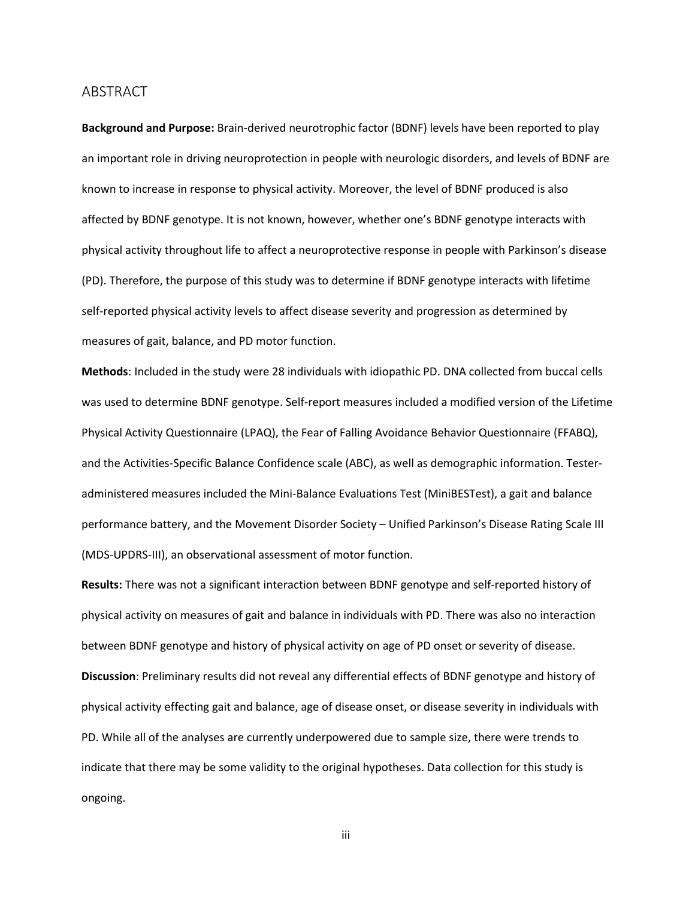# ABSTRACT

**Background and Purpose:** Brain-derived neurotrophic factor (BDNF) levels have been reported to play an important role in driving neuroprotection in people with neurologic disorders, and levels of BDNF are known to increase in response to physical activity. Moreover, the level of BDNF produced is also affected by BDNF genotype. It is not known, however, whether one's BDNF genotype interacts with physical activity throughout life to affect a neuroprotective response in people with Parkinson's disease (PD). Therefore, the purpose of this study was to determine if BDNF genotype interacts with lifetime self-reported physical activity levels to affect disease severity and progression as determined by measures of gait, balance, and PD motor function.

**Methods**: Included in the study were 28 individuals with idiopathic PD. DNA collected from buccal cells was used to determine BDNF genotype. Self-report measures included a modified version of the Lifetime Physical Activity Questionnaire (LPAQ), the Fear of Falling Avoidance Behavior Questionnaire (FFABQ), and the Activities-Specific Balance Confidence scale (ABC), as well as demographic information. Tester-administered measures included the Mini-Balance Evaluations Test (MiniBESTest), a gait and balance performance battery, and the Movement Disorder Society – Unified Parkinson's Disease Rating Scale III (MDS-UPDRS-III), an observational assessment of motor function.

**Results:** There was not a significant interaction between BDNF genotype and self-reported history of physical activity on measures of gait and balance in individuals with PD. There was also no interaction between BDNF genotype and history of physical activity on age of PD onset or severity of disease.

**Discussion**: Preliminary results did not reveal any differential effects of BDNF genotype and history of physical activity effecting gait and balance, age of disease onset, or disease severity in individuals with PD. While all of the analyses are currently underpowered due to sample size, there were trends to indicate that there may be some validity to the original hypotheses. Data collection for this study is ongoing.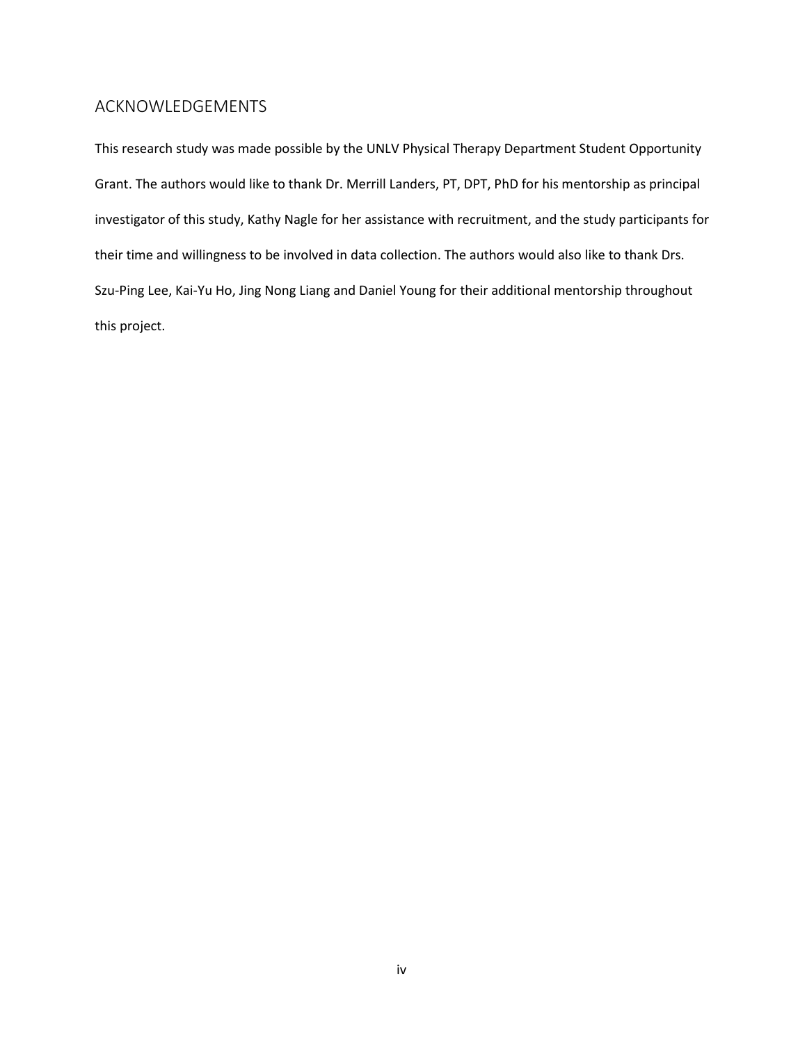## ACKNOWLEDGEMENTS

This research study was made possible by the UNLV Physical Therapy Department Student Opportunity Grant. The authors would like to thank Dr. Merrill Landers, PT, DPT, PhD for his mentorship as principal investigator of this study, Kathy Nagle for her assistance with recruitment, and the study participants for their time and willingness to be involved in data collection. The authors would also like to thank Drs. Szu-Ping Lee, Kai-Yu Ho, Jing Nong Liang and Daniel Young for their additional mentorship throughout this project.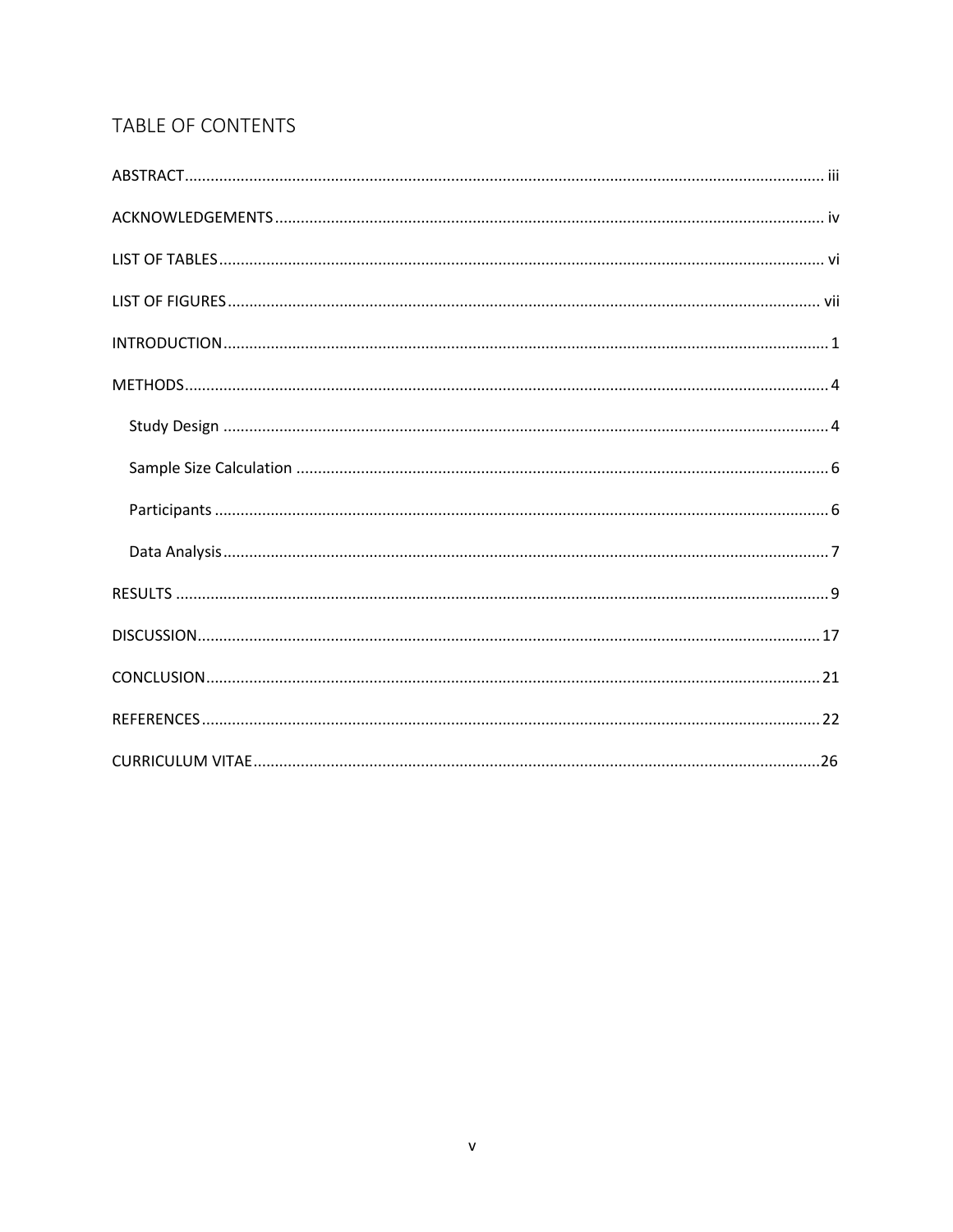# TABLE OF CONTENTS

ABSTRACT .......... iii

ACKNOWLEDGEMENTS .......... iv

LIST OF TABLES .......... vi

LIST OF FIGURES .......... vii

INTRODUCTION .......... 1

METHODS .......... 4

- Study Design .......... 4
- Sample Size Calculation .......... 6
- Participants .......... 6
- Data Analysis .......... 7

RESULTS .......... 9

DISCUSSION .......... 17

CONCLUSION .......... 21

REFERENCES .......... 22

CURRICULUM VITAE .......... 26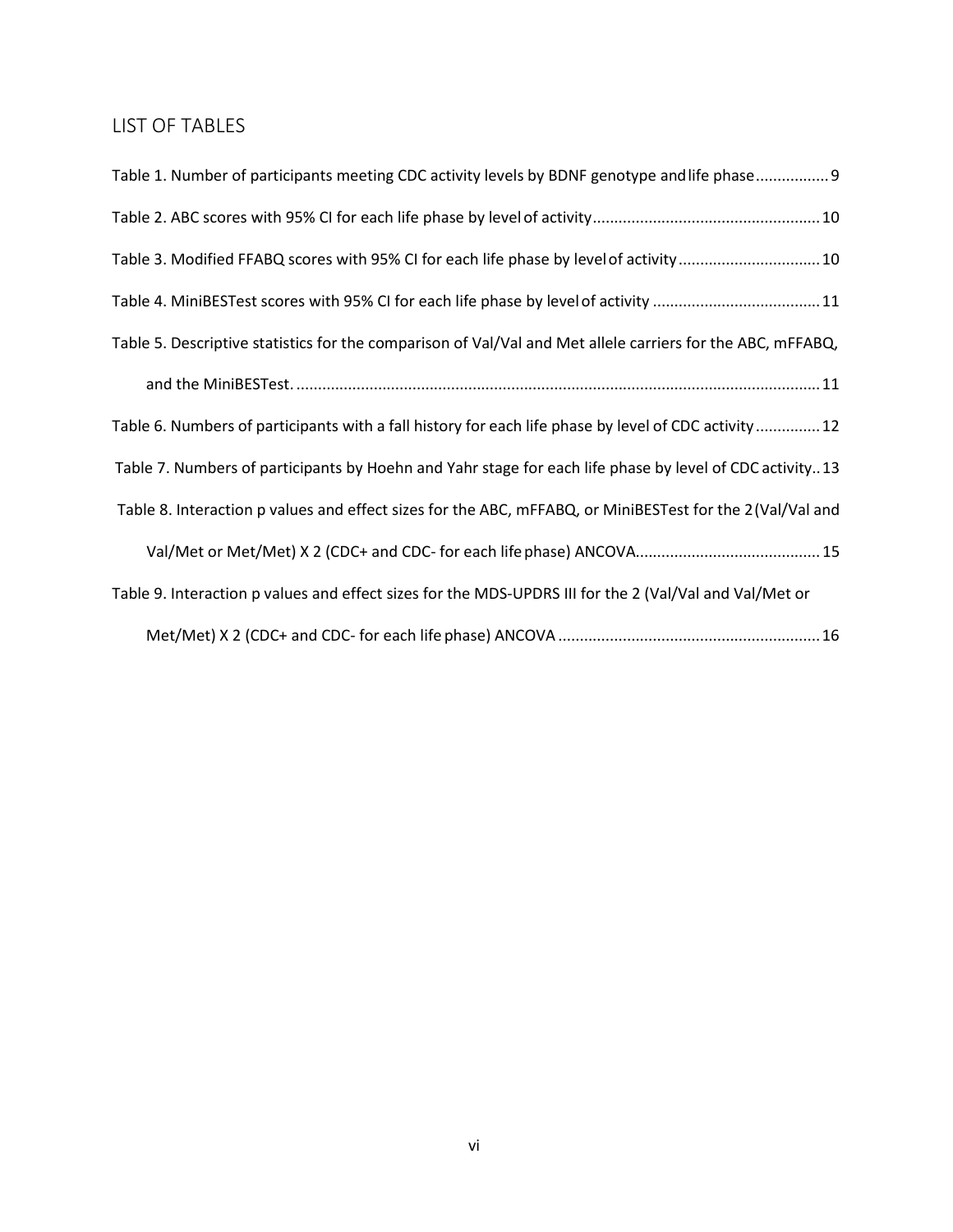## LIST OF TABLES

Table 1. Number of participants meeting CDC activity levels by BDNF genotype and life phase ................. 9

Table 2. ABC scores with 95% CI for each life phase by level of activity .................................................... 10

Table 3. Modified FFABQ scores with 95% CI for each life phase by level of activity ................................ 10

Table 4. MiniBESTest scores with 95% CI for each life phase by level of activity ...................................... 11

Table 5. Descriptive statistics for the comparison of Val/Val and Met allele carriers for the ABC, mFFABQ, and the MiniBESTest. ......................................................................................................................... 11

Table 6. Numbers of participants with a fall history for each life phase by level of CDC activity ............... 12

Table 7. Numbers of participants by Hoehn and Yahr stage for each life phase by level of CDC activity.. 13

Table 8. Interaction p values and effect sizes for the ABC, mFFABQ, or MiniBESTest for the 2 (Val/Val and Val/Met or Met/Met) X 2 (CDC+ and CDC- for each life phase) ANCOVA........................................... 15

Table 9. Interaction p values and effect sizes for the MDS-UPDRS III for the 2 (Val/Val and Val/Met or Met/Met) X 2 (CDC+ and CDC- for each life phase) ANCOVA ............................................................. 16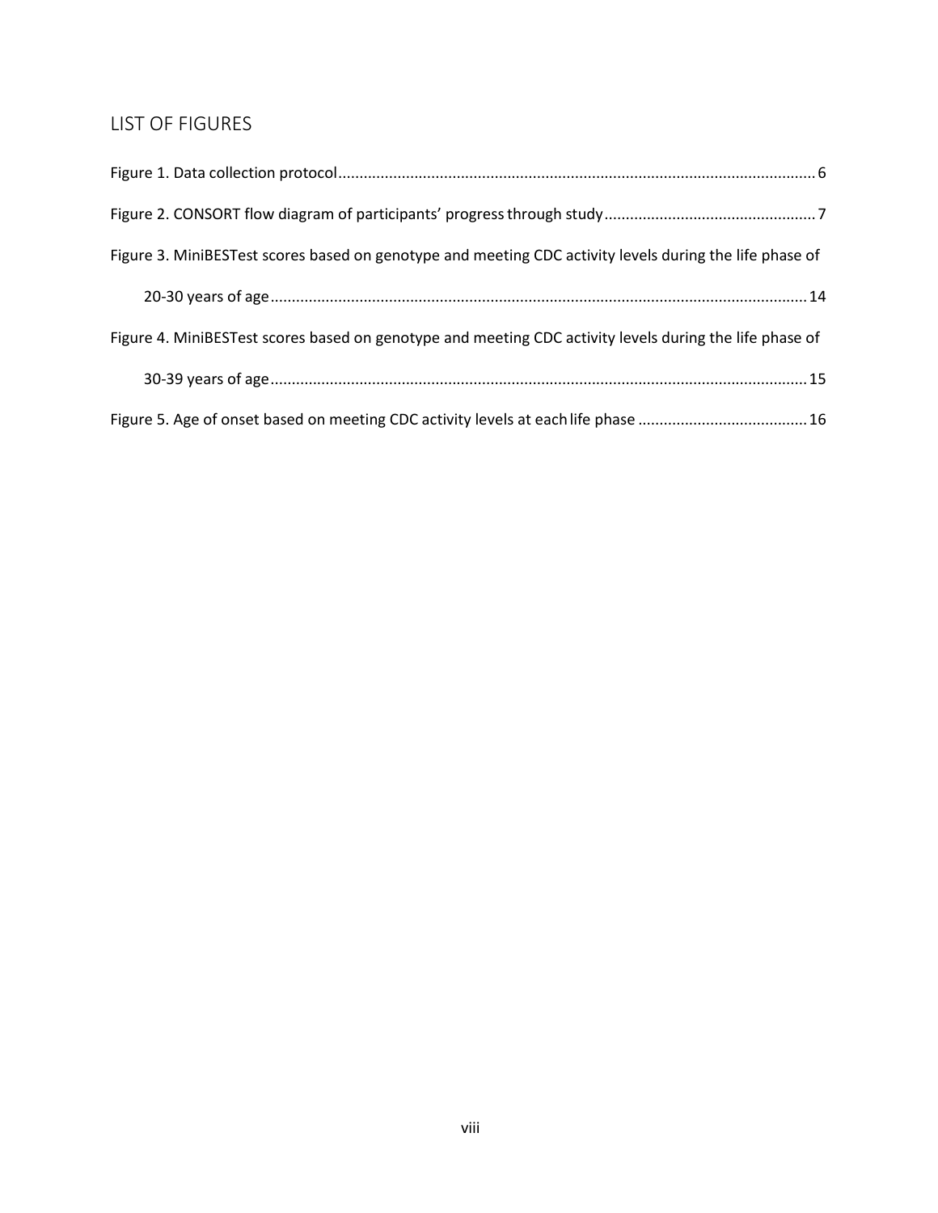## LIST OF FIGURES

Figure 1. Data collection protocol ........................................................................................................ 6

Figure 2. CONSORT flow diagram of participants' progress through study ................................................. 7

Figure 3. MiniBESTest scores based on genotype and meeting CDC activity levels during the life phase of 20-30 years of age ........................................................................................................ 14

Figure 4. MiniBESTest scores based on genotype and meeting CDC activity levels during the life phase of 30-39 years of age ........................................................................................................ 15

Figure 5. Age of onset based on meeting CDC activity levels at each life phase ...................................... 16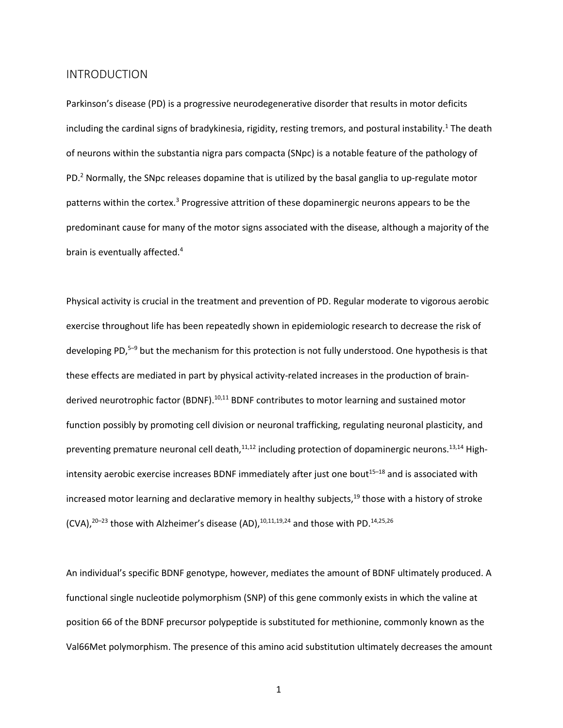## INTRODUCTION

Parkinson's disease (PD) is a progressive neurodegenerative disorder that results in motor deficits including the cardinal signs of bradykinesia, rigidity, resting tremors, and postural instability.[1] The death of neurons within the substantia nigra pars compacta (SNpc) is a notable feature of the pathology of PD.[2] Normally, the SNpc releases dopamine that is utilized by the basal ganglia to up-regulate motor patterns within the cortex.[3] Progressive attrition of these dopaminergic neurons appears to be the predominant cause for many of the motor signs associated with the disease, although a majority of the brain is eventually affected.[4]

Physical activity is crucial in the treatment and prevention of PD. Regular moderate to vigorous aerobic exercise throughout life has been repeatedly shown in epidemiologic research to decrease the risk of developing PD,[5–9] but the mechanism for this protection is not fully understood. One hypothesis is that these effects are mediated in part by physical activity-related increases in the production of brain-derived neurotrophic factor (BDNF).[10,11] BDNF contributes to motor learning and sustained motor function possibly by promoting cell division or neuronal trafficking, regulating neuronal plasticity, and preventing premature neuronal cell death,[11,12] including protection of dopaminergic neurons.[13,14] High-intensity aerobic exercise increases BDNF immediately after just one bout[15–18] and is associated with increased motor learning and declarative memory in healthy subjects,[19] those with a history of stroke (CVA),[20–23] those with Alzheimer's disease (AD),[10,11,19,24] and those with PD.[14,25,26]

An individual's specific BDNF genotype, however, mediates the amount of BDNF ultimately produced. A functional single nucleotide polymorphism (SNP) of this gene commonly exists in which the valine at position 66 of the BDNF precursor polypeptide is substituted for methionine, commonly known as the Val66Met polymorphism. The presence of this amino acid substitution ultimately decreases the amount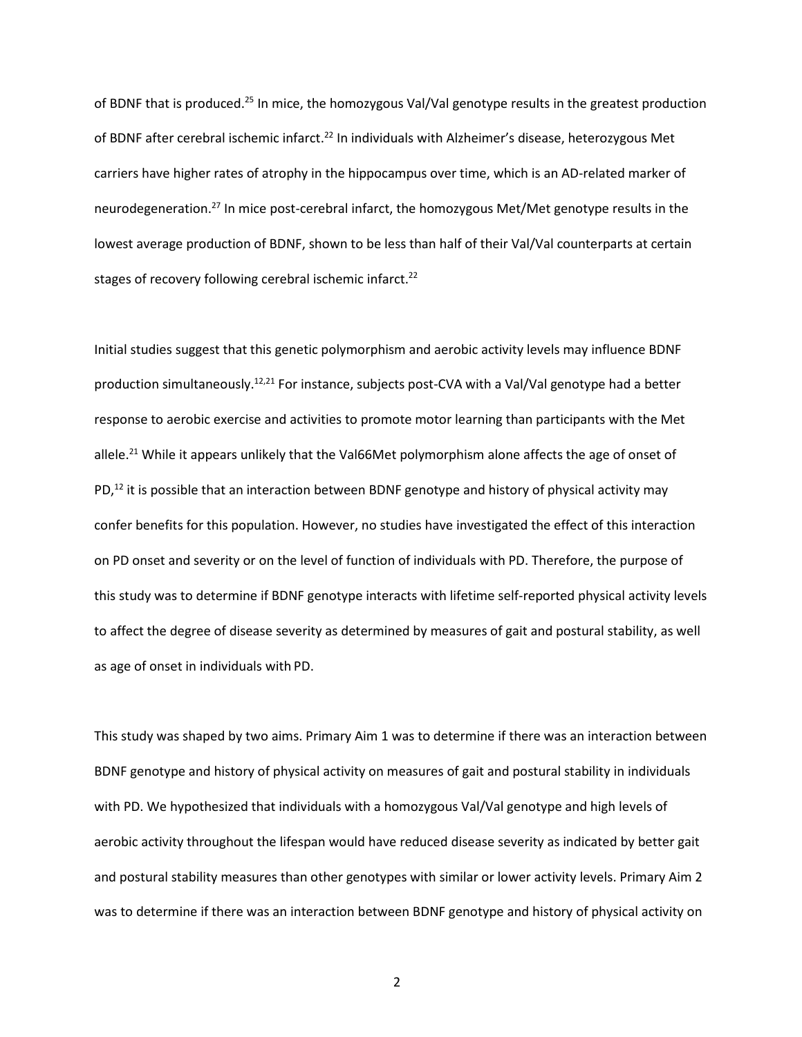of BDNF that is produced.[25] In mice, the homozygous Val/Val genotype results in the greatest production of BDNF after cerebral ischemic infarct.[22] In individuals with Alzheimer's disease, heterozygous Met carriers have higher rates of atrophy in the hippocampus over time, which is an AD-related marker of neurodegeneration.[27] In mice post-cerebral infarct, the homozygous Met/Met genotype results in the lowest average production of BDNF, shown to be less than half of their Val/Val counterparts at certain stages of recovery following cerebral ischemic infarct.[22]

Initial studies suggest that this genetic polymorphism and aerobic activity levels may influence BDNF production simultaneously.[12,21] For instance, subjects post-CVA with a Val/Val genotype had a better response to aerobic exercise and activities to promote motor learning than participants with the Met allele.[21] While it appears unlikely that the Val66Met polymorphism alone affects the age of onset of PD,[12] it is possible that an interaction between BDNF genotype and history of physical activity may confer benefits for this population. However, no studies have investigated the effect of this interaction on PD onset and severity or on the level of function of individuals with PD. Therefore, the purpose of this study was to determine if BDNF genotype interacts with lifetime self-reported physical activity levels to affect the degree of disease severity as determined by measures of gait and postural stability, as well as age of onset in individuals with PD.

This study was shaped by two aims. Primary Aim 1 was to determine if there was an interaction between BDNF genotype and history of physical activity on measures of gait and postural stability in individuals with PD. We hypothesized that individuals with a homozygous Val/Val genotype and high levels of aerobic activity throughout the lifespan would have reduced disease severity as indicated by better gait and postural stability measures than other genotypes with similar or lower activity levels. Primary Aim 2 was to determine if there was an interaction between BDNF genotype and history of physical activity on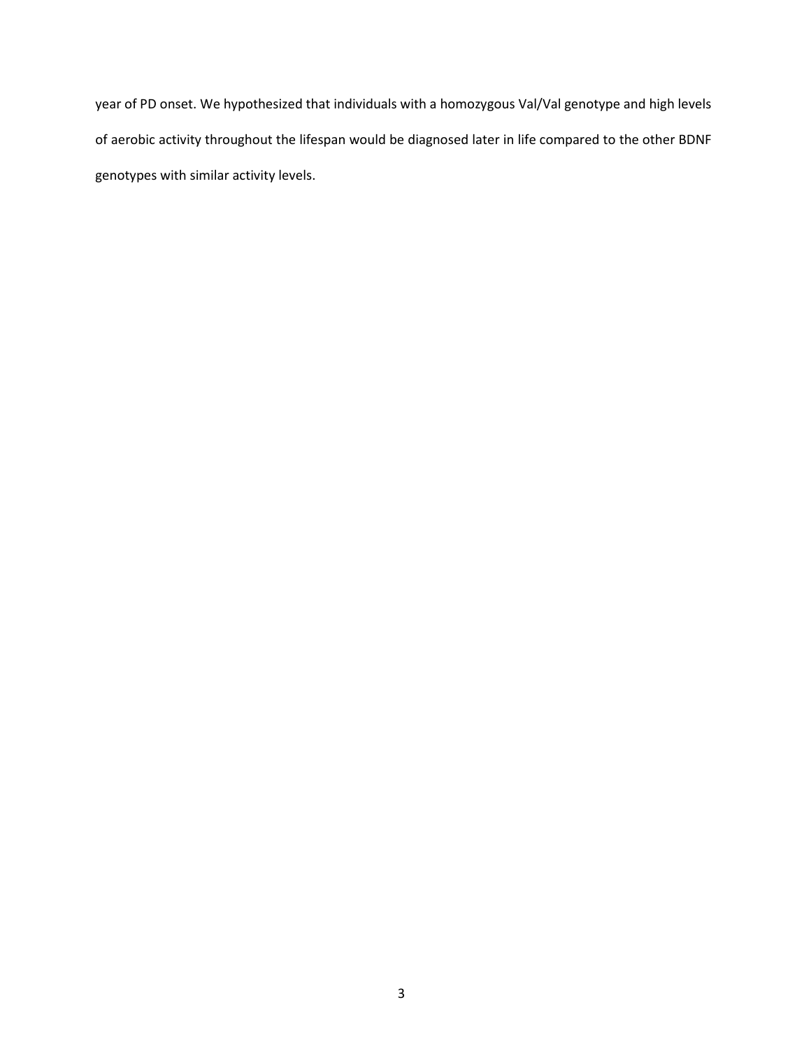year of PD onset. We hypothesized that individuals with a homozygous Val/Val genotype and high levels of aerobic activity throughout the lifespan would be diagnosed later in life compared to the other BDNF genotypes with similar activity levels.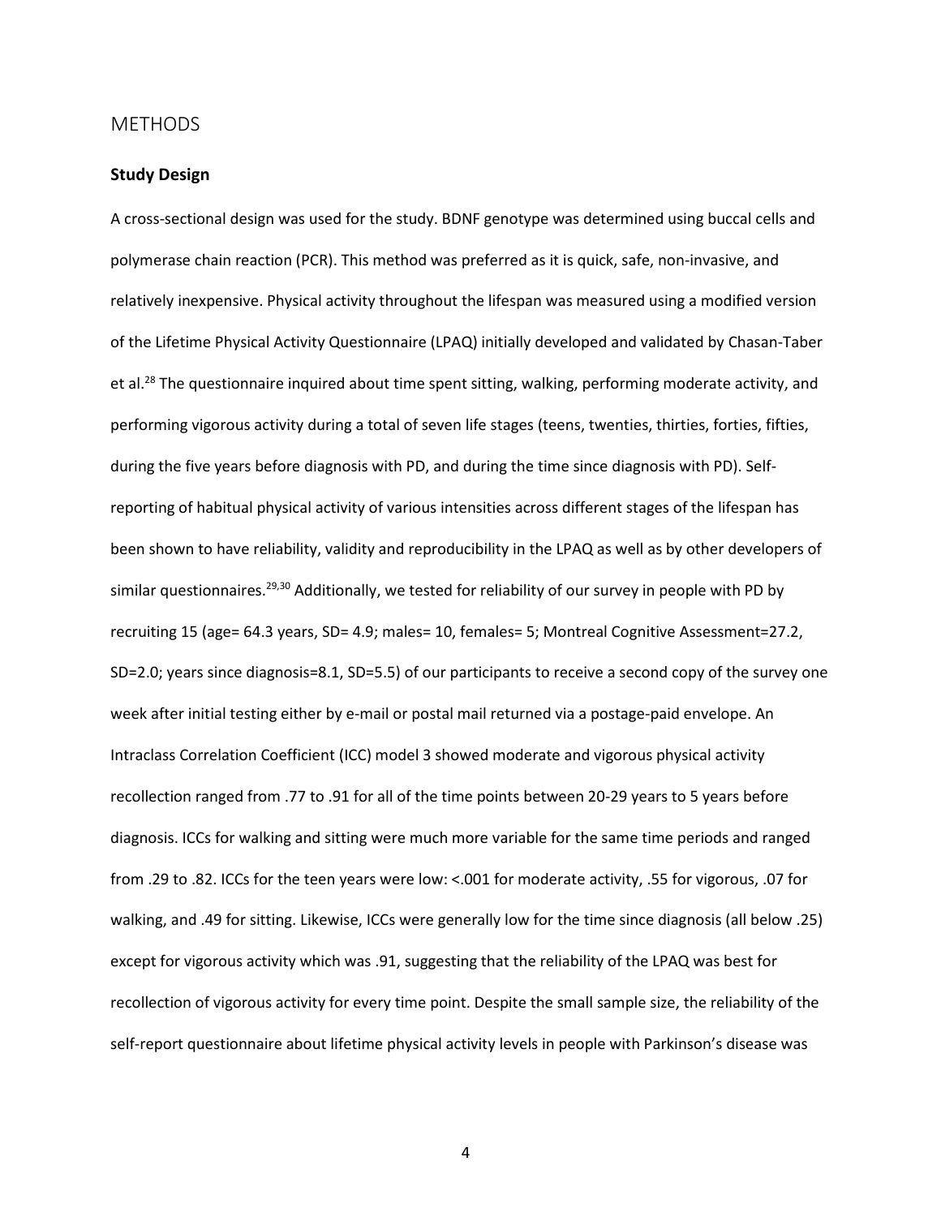## METHODS

### Study Design

A cross-sectional design was used for the study. BDNF genotype was determined using buccal cells and polymerase chain reaction (PCR). This method was preferred as it is quick, safe, non-invasive, and relatively inexpensive. Physical activity throughout the lifespan was measured using a modified version of the Lifetime Physical Activity Questionnaire (LPAQ) initially developed and validated by Chasan-Taber et al.[28] The questionnaire inquired about time spent sitting, walking, performing moderate activity, and performing vigorous activity during a total of seven life stages (teens, twenties, thirties, forties, fifties, during the five years before diagnosis with PD, and during the time since diagnosis with PD). Self-reporting of habitual physical activity of various intensities across different stages of the lifespan has been shown to have reliability, validity and reproducibility in the LPAQ as well as by other developers of similar questionnaires.[29,30] Additionally, we tested for reliability of our survey in people with PD by recruiting 15 (age= 64.3 years, SD= 4.9; males= 10, females= 5; Montreal Cognitive Assessment=27.2, SD=2.0; years since diagnosis=8.1, SD=5.5) of our participants to receive a second copy of the survey one week after initial testing either by e-mail or postal mail returned via a postage-paid envelope. An Intraclass Correlation Coefficient (ICC) model 3 showed moderate and vigorous physical activity recollection ranged from .77 to .91 for all of the time points between 20-29 years to 5 years before diagnosis. ICCs for walking and sitting were much more variable for the same time periods and ranged from .29 to .82. ICCs for the teen years were low: <.001 for moderate activity, .55 for vigorous, .07 for walking, and .49 for sitting. Likewise, ICCs were generally low for the time since diagnosis (all below .25) except for vigorous activity which was .91, suggesting that the reliability of the LPAQ was best for recollection of vigorous activity for every time point. Despite the small sample size, the reliability of the self-report questionnaire about lifetime physical activity levels in people with Parkinson's disease was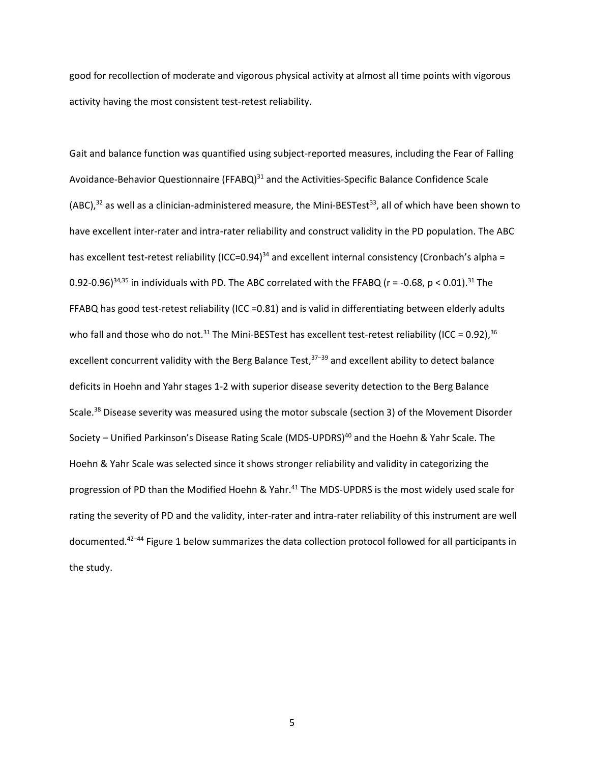good for recollection of moderate and vigorous physical activity at almost all time points with vigorous activity having the most consistent test-retest reliability.

Gait and balance function was quantified using subject-reported measures, including the Fear of Falling Avoidance-Behavior Questionnaire (FFABQ)[31] and the Activities-Specific Balance Confidence Scale (ABC),[32] as well as a clinician-administered measure, the Mini-BESTest[33], all of which have been shown to have excellent inter-rater and intra-rater reliability and construct validity in the PD population. The ABC has excellent test-retest reliability (ICC=0.94)[34] and excellent internal consistency (Cronbach's alpha = 0.92-0.96)[34,35] in individuals with PD. The ABC correlated with the FFABQ ($r = -0.68$, $p < 0.01$).[31] The FFABQ has good test-retest reliability (ICC =0.81) and is valid in differentiating between elderly adults who fall and those who do not.[31] The Mini-BESTest has excellent test-retest reliability (ICC = 0.92),[36] excellent concurrent validity with the Berg Balance Test,[37–39] and excellent ability to detect balance deficits in Hoehn and Yahr stages 1-2 with superior disease severity detection to the Berg Balance Scale.[38] Disease severity was measured using the motor subscale (section 3) of the Movement Disorder Society – Unified Parkinson's Disease Rating Scale (MDS-UPDRS)[40] and the Hoehn & Yahr Scale. The Hoehn & Yahr Scale was selected since it shows stronger reliability and validity in categorizing the progression of PD than the Modified Hoehn & Yahr.[41] The MDS-UPDRS is the most widely used scale for rating the severity of PD and the validity, inter-rater and intra-rater reliability of this instrument are well documented.[42–44] Figure 1 below summarizes the data collection protocol followed for all participants in the study.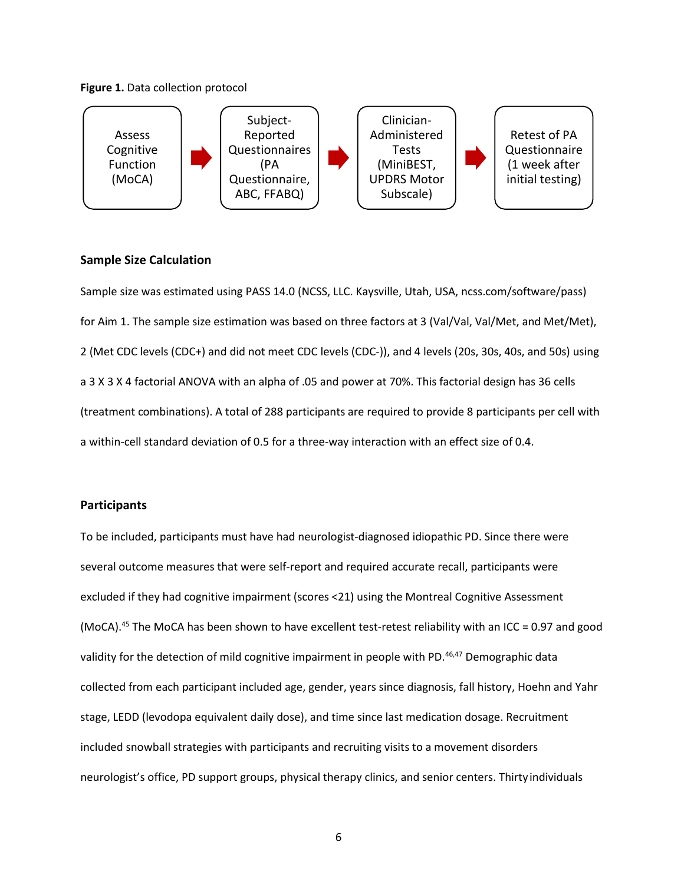**Figure 1.** Data collection protocol

Assess Cognitive Function (MoCA) → Subject-Reported Questionnaires (PA Questionnaire, ABC, FFABQ) → Clinician-Administered Tests (MiniBEST, UPDRS Motor Subscale) → Retest of PA Questionnaire (1 week after initial testing)

### Sample Size Calculation

Sample size was estimated using PASS 14.0 (NCSS, LLC. Kaysville, Utah, USA, ncss.com/software/pass) for Aim 1. The sample size estimation was based on three factors at 3 (Val/Val, Val/Met, and Met/Met), 2 (Met CDC levels (CDC+) and did not meet CDC levels (CDC-)), and 4 levels (20s, 30s, 40s, and 50s) using a 3 X 3 X 4 factorial ANOVA with an alpha of .05 and power at 70%. This factorial design has 36 cells (treatment combinations). A total of 288 participants are required to provide 8 participants per cell with a within-cell standard deviation of 0.5 for a three-way interaction with an effect size of 0.4.

### Participants

To be included, participants must have had neurologist-diagnosed idiopathic PD. Since there were several outcome measures that were self-report and required accurate recall, participants were excluded if they had cognitive impairment (scores <21) using the Montreal Cognitive Assessment (MoCA).[45] The MoCA has been shown to have excellent test-retest reliability with an ICC = 0.97 and good validity for the detection of mild cognitive impairment in people with PD.[46,47] Demographic data collected from each participant included age, gender, years since diagnosis, fall history, Hoehn and Yahr stage, LEDD (levodopa equivalent daily dose), and time since last medication dosage. Recruitment included snowball strategies with participants and recruiting visits to a movement disorders neurologist's office, PD support groups, physical therapy clinics, and senior centers. Thirty individuals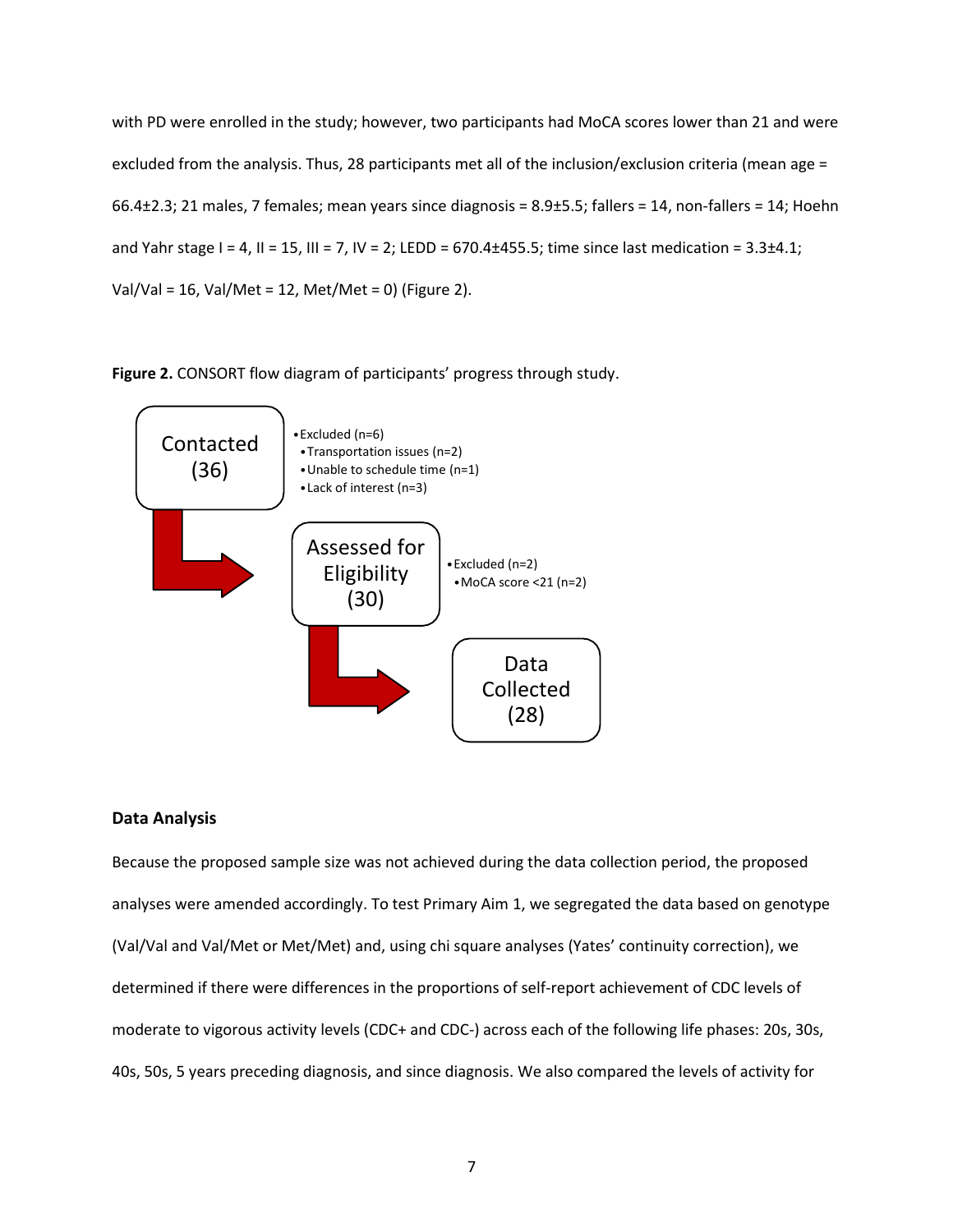with PD were enrolled in the study; however, two participants had MoCA scores lower than 21 and were excluded from the analysis. Thus, 28 participants met all of the inclusion/exclusion criteria (mean age = 66.4±2.3; 21 males, 7 females; mean years since diagnosis = 8.9±5.5; fallers = 14, non-fallers = 14; Hoehn and Yahr stage I = 4, II = 15, III = 7, IV = 2; LEDD = 670.4±455.5; time since last medication = 3.3±4.1; Val/Val = 16, Val/Met = 12, Met/Met = 0) (Figure 2).

**Figure 2.** CONSORT flow diagram of participants' progress through study.

Contacted (36)

- Excluded (n=6)
  - Transportation issues (n=2)
  - Unable to schedule time (n=1)
  - Lack of interest (n=3)

Assessed for Eligibility (30)

- Excluded (n=2)
  - MoCA score <21 (n=2)

Data Collected (28)

### Data Analysis

Because the proposed sample size was not achieved during the data collection period, the proposed analyses were amended accordingly. To test Primary Aim 1, we segregated the data based on genotype (Val/Val and Val/Met or Met/Met) and, using chi square analyses (Yates' continuity correction), we determined if there were differences in the proportions of self-report achievement of CDC levels of moderate to vigorous activity levels (CDC+ and CDC-) across each of the following life phases: 20s, 30s, 40s, 50s, 5 years preceding diagnosis, and since diagnosis. We also compared the levels of activity for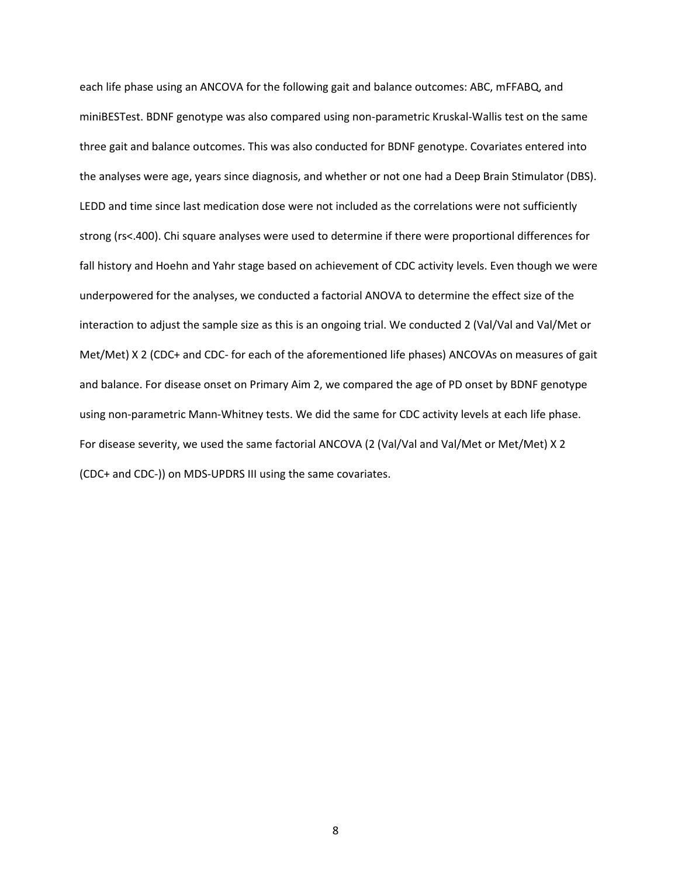each life phase using an ANCOVA for the following gait and balance outcomes: ABC, mFFABQ, and miniBESTest. BDNF genotype was also compared using non-parametric Kruskal-Wallis test on the same three gait and balance outcomes. This was also conducted for BDNF genotype. Covariates entered into the analyses were age, years since diagnosis, and whether or not one had a Deep Brain Stimulator (DBS). LEDD and time since last medication dose were not included as the correlations were not sufficiently strong ($r_s < .400$). Chi square analyses were used to determine if there were proportional differences for fall history and Hoehn and Yahr stage based on achievement of CDC activity levels. Even though we were underpowered for the analyses, we conducted a factorial ANOVA to determine the effect size of the interaction to adjust the sample size as this is an ongoing trial. We conducted 2 (Val/Val and Val/Met or Met/Met) X 2 (CDC+ and CDC- for each of the aforementioned life phases) ANCOVAs on measures of gait and balance. For disease onset on Primary Aim 2, we compared the age of PD onset by BDNF genotype using non-parametric Mann-Whitney tests. We did the same for CDC activity levels at each life phase. For disease severity, we used the same factorial ANCOVA (2 (Val/Val and Val/Met or Met/Met) X 2 (CDC+ and CDC-)) on MDS-UPDRS III using the same covariates.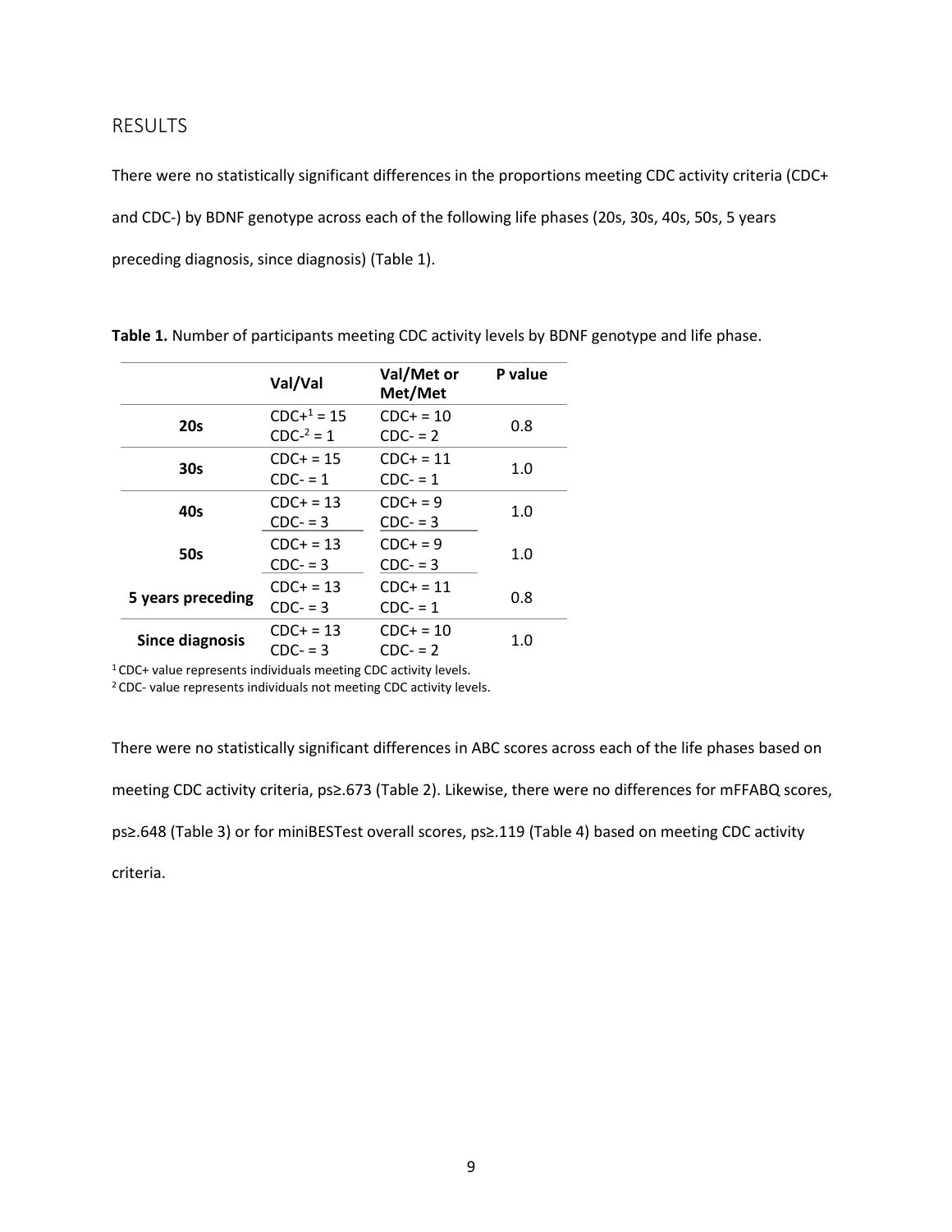## RESULTS

There were no statistically significant differences in the proportions meeting CDC activity criteria (CDC+ and CDC-) by BDNF genotype across each of the following life phases (20s, 30s, 40s, 50s, 5 years preceding diagnosis, since diagnosis) (Table 1).

**Table 1.** Number of participants meeting CDC activity levels by BDNF genotype and life phase.

| | Val/Val | Val/Met or Met/Met | P value |
|---|---|---|---|
| **20s** | CDC+[1] = 15<br>CDC-[2] = 1 | CDC+ = 10<br>CDC- = 2 | 0.8 |
| **30s** | CDC+ = 15<br>CDC- = 1 | CDC+ = 11<br>CDC- = 1 | 1.0 |
| **40s** | CDC+ = 13<br>CDC- = 3 | CDC+ = 9<br>CDC- = 3 | 1.0 |
| **50s** | CDC+ = 13<br>CDC- = 3 | CDC+ = 9<br>CDC- = 3 | 1.0 |
| **5 years preceding** | CDC+ = 13<br>CDC- = 3 | CDC+ = 11<br>CDC- = 1 | 0.8 |
| **Since diagnosis** | CDC+ = 13<br>CDC- = 3 | CDC+ = 10<br>CDC- = 2 | 1.0 |

[1] CDC+ value represents individuals meeting CDC activity levels.
[2] CDC- value represents individuals not meeting CDC activity levels.

There were no statistically significant differences in ABC scores across each of the life phases based on meeting CDC activity criteria, ps≥.673 (Table 2). Likewise, there were no differences for mFFABQ scores, ps≥.648 (Table 3) or for miniBESTest overall scores, ps≥.119 (Table 4) based on meeting CDC activity criteria.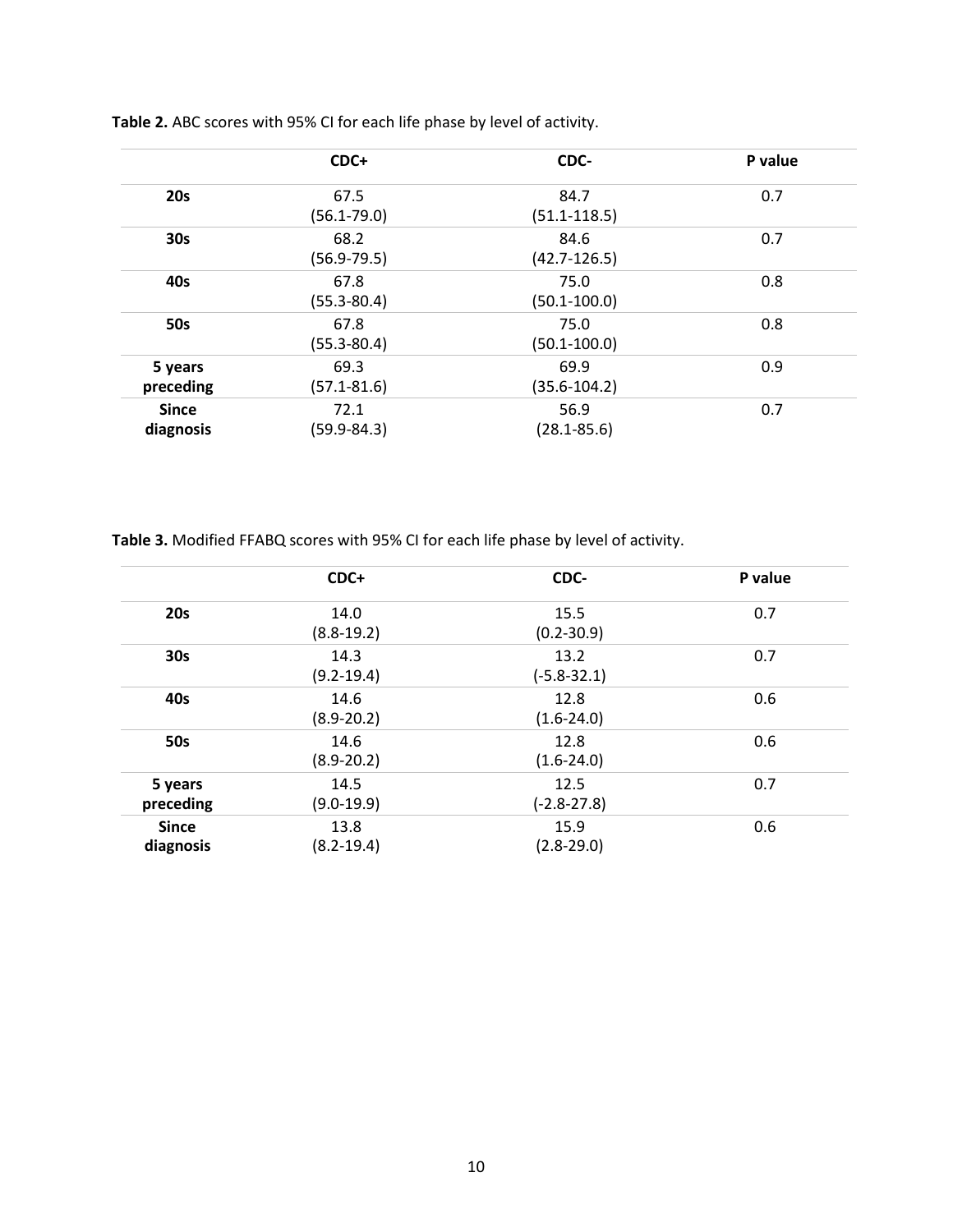**Table 2.** ABC scores with 95% CI for each life phase by level of activity.

| | CDC+ | CDC- | P value |
|---|---|---|---|
| **20s** | 67.5 (56.1-79.0) | 84.7 (51.1-118.5) | 0.7 |
| **30s** | 68.2 (56.9-79.5) | 84.6 (42.7-126.5) | 0.7 |
| **40s** | 67.8 (55.3-80.4) | 75.0 (50.1-100.0) | 0.8 |
| **50s** | 67.8 (55.3-80.4) | 75.0 (50.1-100.0) | 0.8 |
| **5 years preceding** | 69.3 (57.1-81.6) | 69.9 (35.6-104.2) | 0.9 |
| **Since diagnosis** | 72.1 (59.9-84.3) | 56.9 (28.1-85.6) | 0.7 |

**Table 3.** Modified FFABQ scores with 95% CI for each life phase by level of activity.

| | CDC+ | CDC- | P value |
|---|---|---|---|
| **20s** | 14.0 (8.8-19.2) | 15.5 (0.2-30.9) | 0.7 |
| **30s** | 14.3 (9.2-19.4) | 13.2 (-5.8-32.1) | 0.7 |
| **40s** | 14.6 (8.9-20.2) | 12.8 (1.6-24.0) | 0.6 |
| **50s** | 14.6 (8.9-20.2) | 12.8 (1.6-24.0) | 0.6 |
| **5 years preceding** | 14.5 (9.0-19.9) | 12.5 (-2.8-27.8) | 0.7 |
| **Since diagnosis** | 13.8 (8.2-19.4) | 15.9 (2.8-29.0) | 0.6 |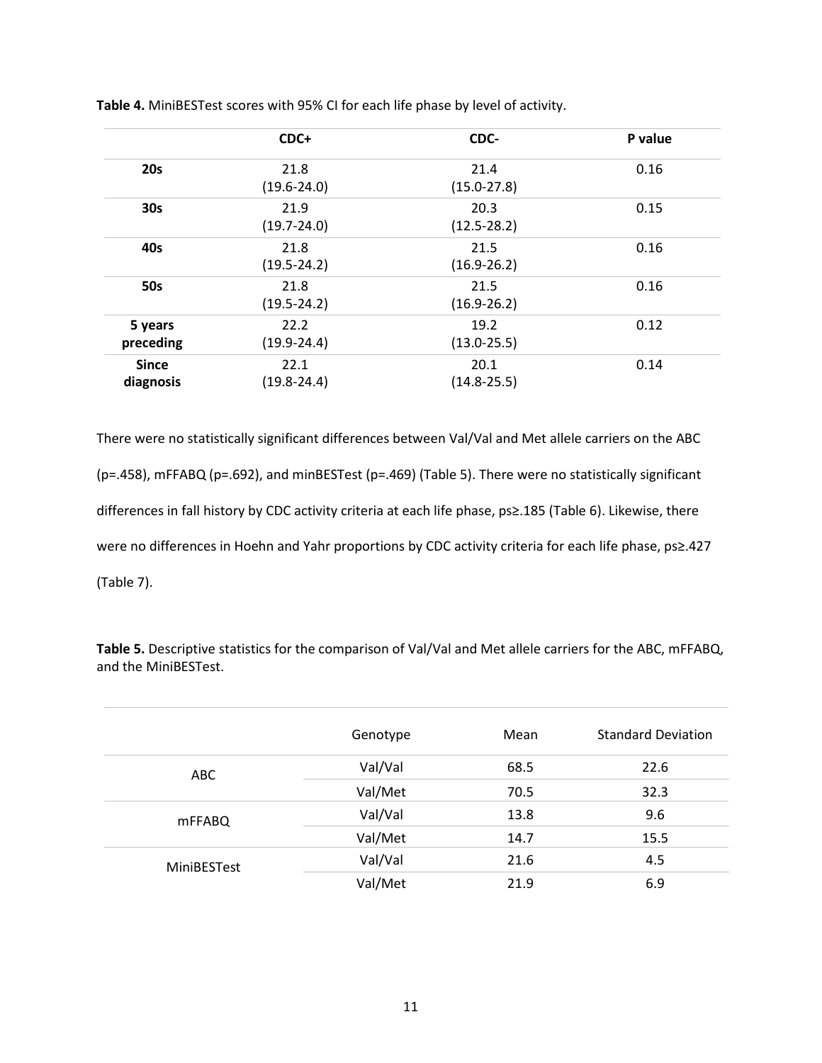**Table 4.** MiniBESTest scores with 95% CI for each life phase by level of activity.

| | CDC+ | CDC- | P value |
|---|---|---|---|
| **20s** | 21.8 (19.6-24.0) | 21.4 (15.0-27.8) | 0.16 |
| **30s** | 21.9 (19.7-24.0) | 20.3 (12.5-28.2) | 0.15 |
| **40s** | 21.8 (19.5-24.2) | 21.5 (16.9-26.2) | 0.16 |
| **50s** | 21.8 (19.5-24.2) | 21.5 (16.9-26.2) | 0.16 |
| **5 years preceding** | 22.2 (19.9-24.4) | 19.2 (13.0-25.5) | 0.12 |
| **Since diagnosis** | 22.1 (19.8-24.4) | 20.1 (14.8-25.5) | 0.14 |

There were no statistically significant differences between Val/Val and Met allele carriers on the ABC (p=.458), mFFABQ (p=.692), and minBESTest (p=.469) (Table 5). There were no statistically significant differences in fall history by CDC activity criteria at each life phase, ps≥.185 (Table 6). Likewise, there were no differences in Hoehn and Yahr proportions by CDC activity criteria for each life phase, ps≥.427 (Table 7).

**Table 5.** Descriptive statistics for the comparison of Val/Val and Met allele carriers for the ABC, mFFABQ, and the MiniBESTest.

| | Genotype | Mean | Standard Deviation |
|---|---|---|---|
| ABC | Val/Val | 68.5 | 22.6 |
| | Val/Met | 70.5 | 32.3 |
| mFFABQ | Val/Val | 13.8 | 9.6 |
| | Val/Met | 14.7 | 15.5 |
| MiniBESTest | Val/Val | 21.6 | 4.5 |
| | Val/Met | 21.9 | 6.9 |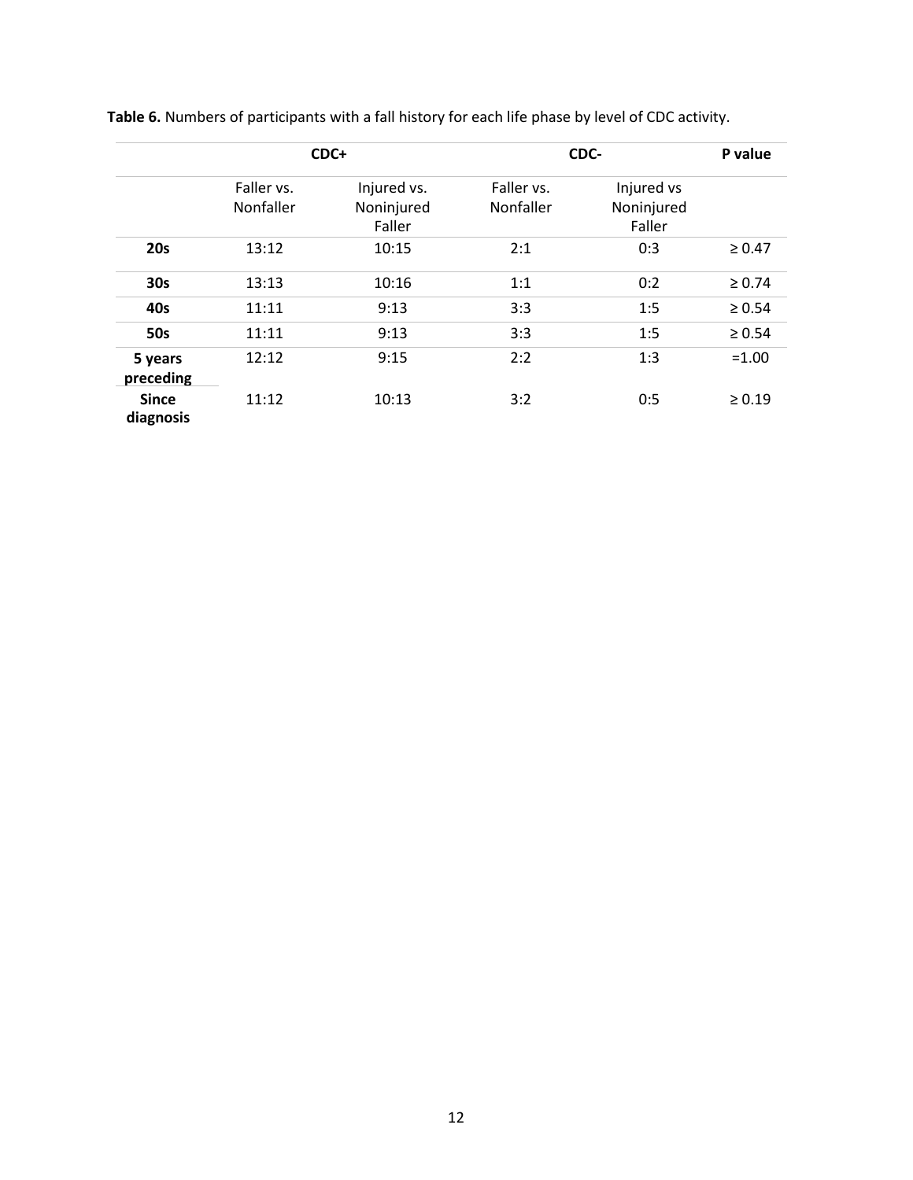**Table 6.** Numbers of participants with a fall history for each life phase by level of CDC activity.

| | CDC+ | | CDC- | | P value |
|---|---|---|---|---|---|
| | Faller vs. Nonfaller | Injured vs. Noninjured Faller | Faller vs. Nonfaller | Injured vs Noninjured Faller | |
| **20s** | 13:12 | 10:15 | 2:1 | 0:3 | ≥ 0.47 |
| **30s** | 13:13 | 10:16 | 1:1 | 0:2 | ≥ 0.74 |
| **40s** | 11:11 | 9:13 | 3:3 | 1:5 | ≥ 0.54 |
| **50s** | 11:11 | 9:13 | 3:3 | 1:5 | ≥ 0.54 |
| **5 years preceding** | 12:12 | 9:15 | 2:2 | 1:3 | =1.00 |
| **Since diagnosis** | 11:12 | 10:13 | 3:2 | 0:5 | ≥ 0.19 |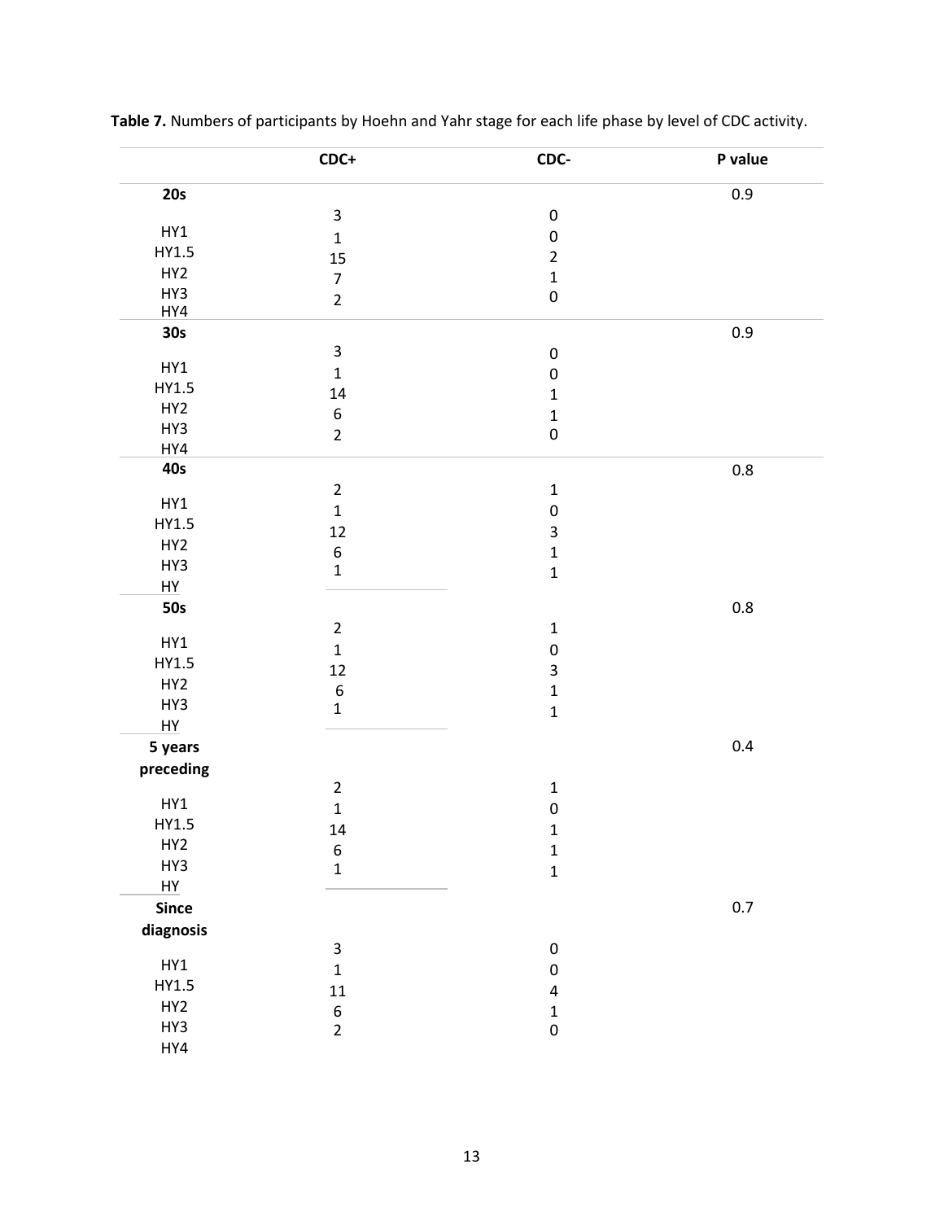**Table 7.** Numbers of participants by Hoehn and Yahr stage for each life phase by level of CDC activity.

| | CDC+ | CDC- | P value |
|---|---|---|---|
| **20s** | | | 0.9 |
| HY1 | 3 | 0 | |
| HY1.5 | 1 | 0 | |
| HY2 | 15 | 2 | |
| HY3 | 7 | 1 | |
| HY4 | 2 | 0 | |
| **30s** | | | 0.9 |
| HY1 | 3 | 0 | |
| HY1.5 | 1 | 0 | |
| HY2 | 14 | 1 | |
| HY3 | 6 | 1 | |
| HY4 | 2 | 0 | |
| **40s** | | | 0.8 |
| HY1 | 2 | 1 | |
| HY1.5 | 1 | 0 | |
| HY2 | 12 | 3 | |
| HY3 | 6 | 1 | |
| HY | 1 | 1 | |
| **50s** | | | 0.8 |
| HY1 | 2 | 1 | |
| HY1.5 | 1 | 0 | |
| HY2 | 12 | 3 | |
| HY3 | 6 | 1 | |
| HY | 1 | 1 | |
| **5 years preceding** | | | 0.4 |
| HY1 | 2 | 1 | |
| HY1.5 | 1 | 0 | |
| HY2 | 14 | 1 | |
| HY3 | 6 | 1 | |
| HY | 1 | 1 | |
| **Since diagnosis** | | | 0.7 |
| HY1 | 3 | 0 | |
| HY1.5 | 1 | 0 | |
| HY2 | 11 | 4 | |
| HY3 | 6 | 1 | |
| HY4 | 2 | 0 | |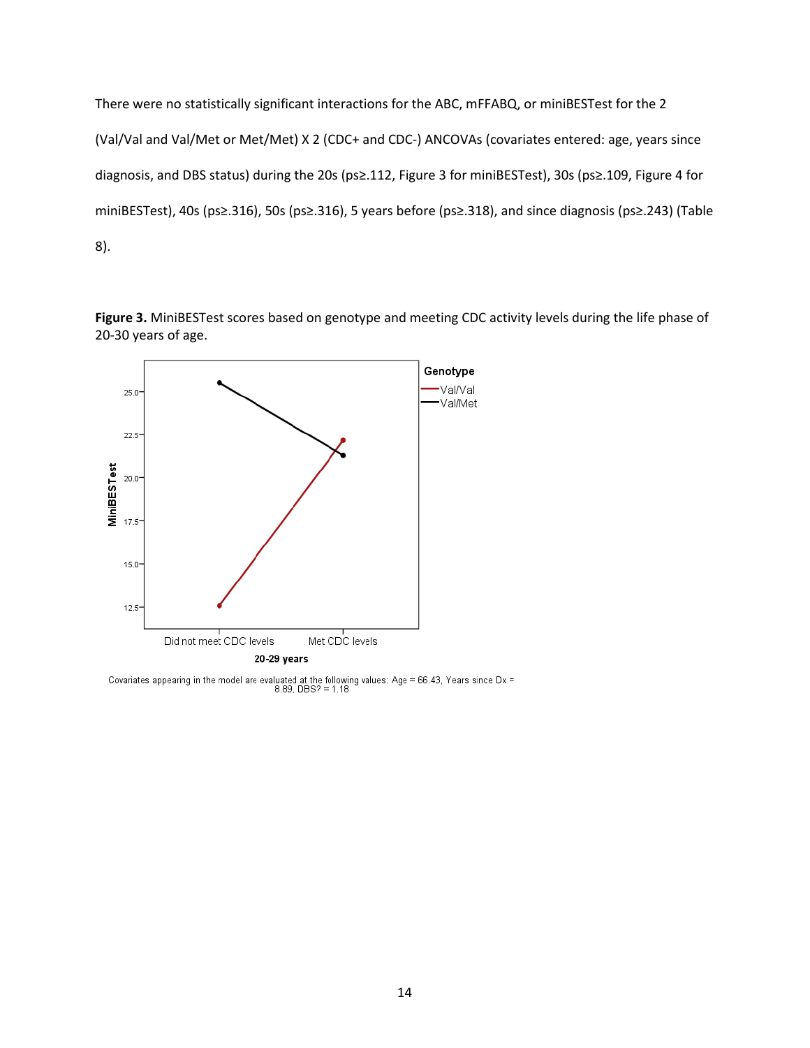There were no statistically significant interactions for the ABC, mFFABQ, or miniBESTest for the 2 (Val/Val and Val/Met or Met/Met) X 2 (CDC+ and CDC-) ANCOVAs (covariates entered: age, years since diagnosis, and DBS status) during the 20s (ps≥.112, Figure 3 for miniBESTest), 30s (ps≥.109, Figure 4 for miniBESTest), 40s (ps≥.316), 50s (ps≥.316), 5 years before (ps≥.318), and since diagnosis (ps≥.243) (Table 8).

**Figure 3.** MiniBESTest scores based on genotype and meeting CDC activity levels during the life phase of 20-30 years of age.

Genotype: Val/Val, Val/Met

MiniBESTest

Did not meet CDC levels | Met CDC levels

20-29 years

Covariates appearing in the model are evaluated at the following values: Age = 66.43, Years since Dx = 8.89, DBS? = 1.18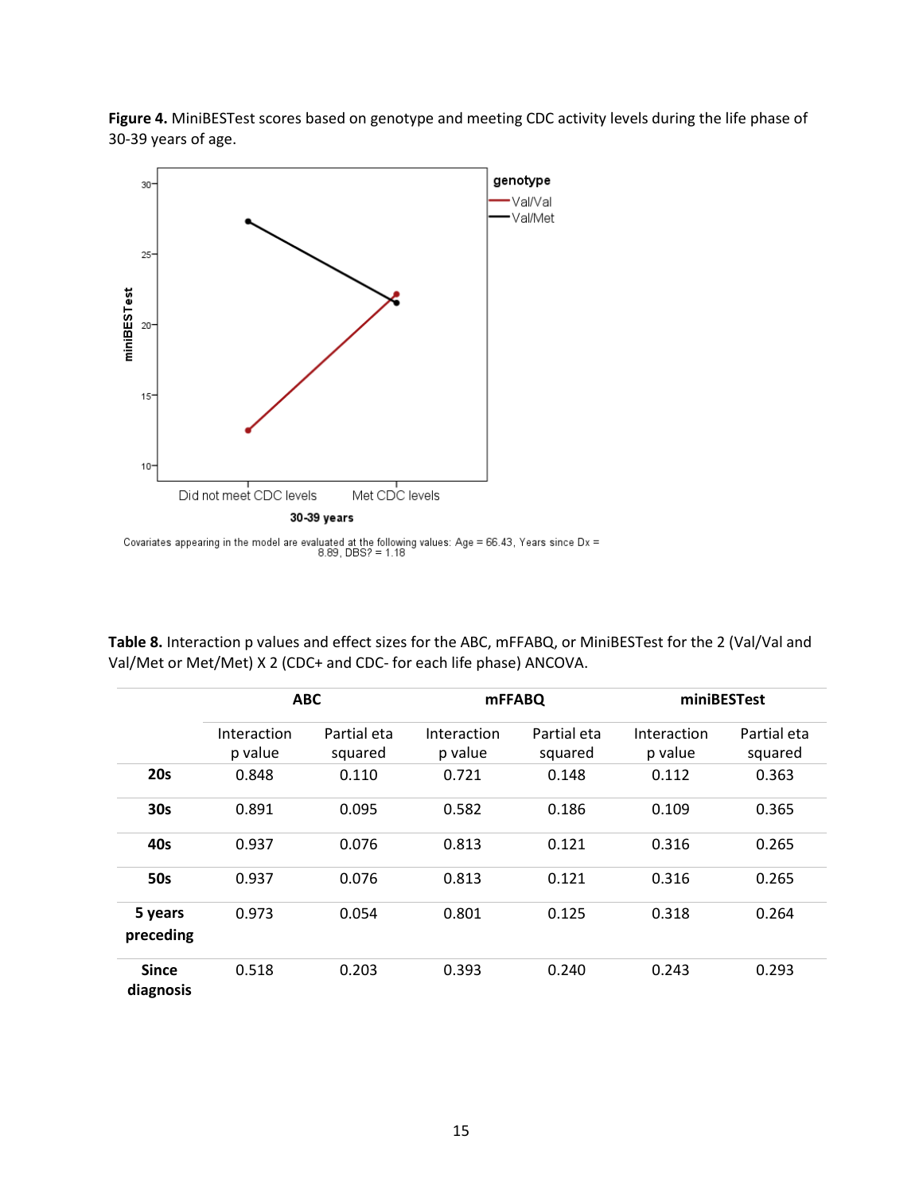**Figure 4.** MiniBESTest scores based on genotype and meeting CDC activity levels during the life phase of 30-39 years of age.

**Table 8.** Interaction p values and effect sizes for the ABC, mFFABQ, or MiniBESTest for the 2 (Val/Val and Val/Met or Met/Met) X 2 (CDC+ and CDC- for each life phase) ANCOVA.

| | ABC | | mFFABQ | | miniBESTest | |
|---|---|---|---|---|---|---|
| | Interaction p value | Partial eta squared | Interaction p value | Partial eta squared | Interaction p value | Partial eta squared |
| **20s** | 0.848 | 0.110 | 0.721 | 0.148 | 0.112 | 0.363 |
| **30s** | 0.891 | 0.095 | 0.582 | 0.186 | 0.109 | 0.365 |
| **40s** | 0.937 | 0.076 | 0.813 | 0.121 | 0.316 | 0.265 |
| **50s** | 0.937 | 0.076 | 0.813 | 0.121 | 0.316 | 0.265 |
| **5 years preceding** | 0.973 | 0.054 | 0.801 | 0.125 | 0.318 | 0.264 |
| **Since diagnosis** | 0.518 | 0.203 | 0.393 | 0.240 | 0.243 | 0.293 |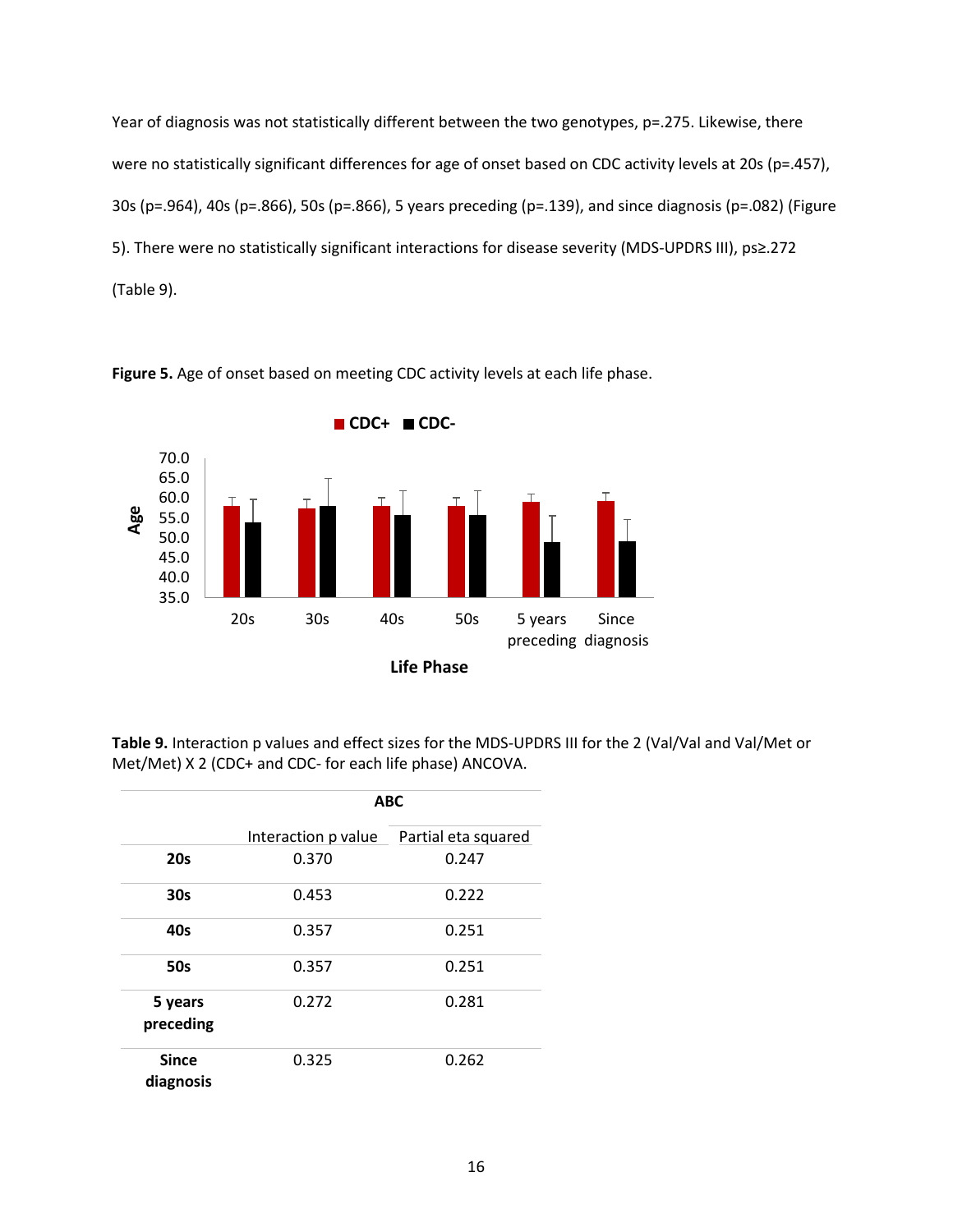Year of diagnosis was not statistically different between the two genotypes, p=.275. Likewise, there were no statistically significant differences for age of onset based on CDC activity levels at 20s (p=.457), 30s (p=.964), 40s (p=.866), 50s (p=.866), 5 years preceding (p=.139), and since diagnosis (p=.082) (Figure 5). There were no statistically significant interactions for disease severity (MDS-UPDRS III), ps≥.272 (Table 9).

**Figure 5.** Age of onset based on meeting CDC activity levels at each life phase.

**Table 9.** Interaction p values and effect sizes for the MDS-UPDRS III for the 2 (Val/Val and Val/Met or Met/Met) X 2 (CDC+ and CDC- for each life phase) ANCOVA.

| | ABC | |
|---|---|---|
| | Interaction p value | Partial eta squared |
| **20s** | 0.370 | 0.247 |
| **30s** | 0.453 | 0.222 |
| **40s** | 0.357 | 0.251 |
| **50s** | 0.357 | 0.251 |
| **5 years preceding** | 0.272 | 0.281 |
| **Since diagnosis** | 0.325 | 0.262 |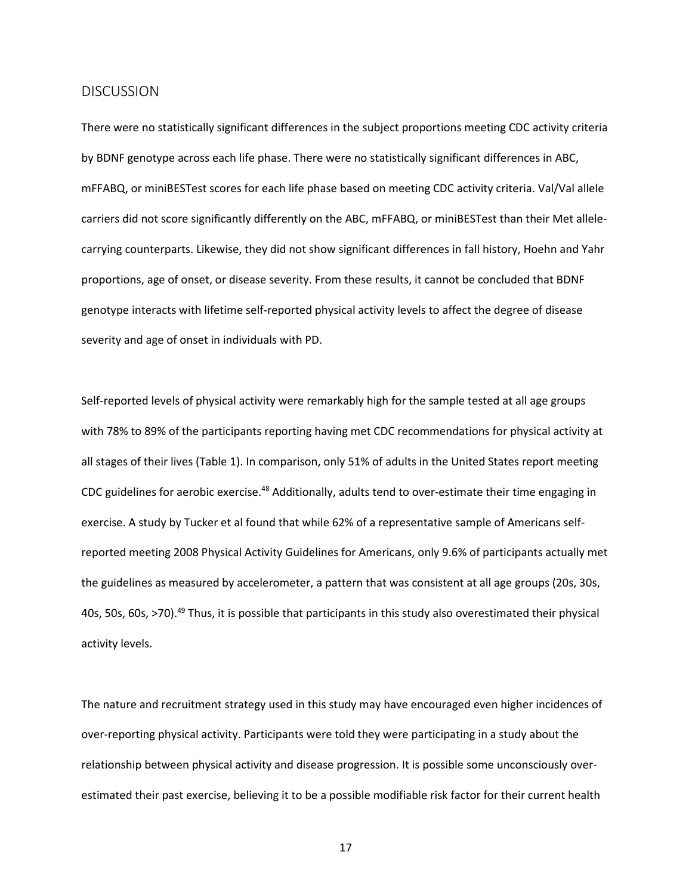## DISCUSSION

There were no statistically significant differences in the subject proportions meeting CDC activity criteria by BDNF genotype across each life phase. There were no statistically significant differences in ABC, mFFABQ, or miniBESTest scores for each life phase based on meeting CDC activity criteria. Val/Val allele carriers did not score significantly differently on the ABC, mFFABQ, or miniBESTest than their Met allele-carrying counterparts. Likewise, they did not show significant differences in fall history, Hoehn and Yahr proportions, age of onset, or disease severity. From these results, it cannot be concluded that BDNF genotype interacts with lifetime self-reported physical activity levels to affect the degree of disease severity and age of onset in individuals with PD.

Self-reported levels of physical activity were remarkably high for the sample tested at all age groups with 78% to 89% of the participants reporting having met CDC recommendations for physical activity at all stages of their lives (Table 1). In comparison, only 51% of adults in the United States report meeting CDC guidelines for aerobic exercise.[48] Additionally, adults tend to over-estimate their time engaging in exercise. A study by Tucker et al found that while 62% of a representative sample of Americans self-reported meeting 2008 Physical Activity Guidelines for Americans, only 9.6% of participants actually met the guidelines as measured by accelerometer, a pattern that was consistent at all age groups (20s, 30s, 40s, 50s, 60s, >70).[49] Thus, it is possible that participants in this study also overestimated their physical activity levels.

The nature and recruitment strategy used in this study may have encouraged even higher incidences of over-reporting physical activity. Participants were told they were participating in a study about the relationship between physical activity and disease progression. It is possible some unconsciously over-estimated their past exercise, believing it to be a possible modifiable risk factor for their current health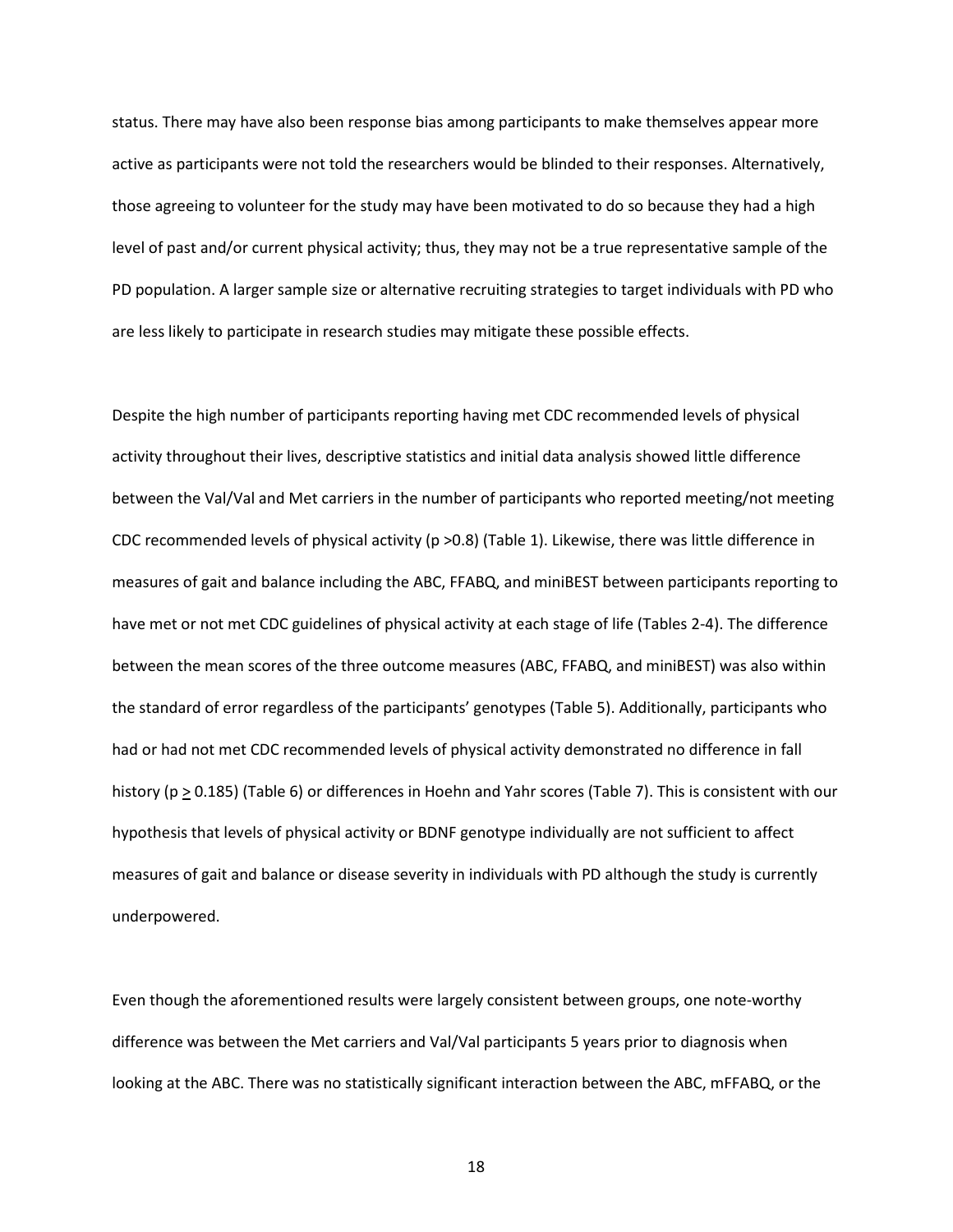status. There may have also been response bias among participants to make themselves appear more active as participants were not told the researchers would be blinded to their responses. Alternatively, those agreeing to volunteer for the study may have been motivated to do so because they had a high level of past and/or current physical activity; thus, they may not be a true representative sample of the PD population. A larger sample size or alternative recruiting strategies to target individuals with PD who are less likely to participate in research studies may mitigate these possible effects.

Despite the high number of participants reporting having met CDC recommended levels of physical activity throughout their lives, descriptive statistics and initial data analysis showed little difference between the Val/Val and Met carriers in the number of participants who reported meeting/not meeting CDC recommended levels of physical activity ($p > 0.8$) (Table 1). Likewise, there was little difference in measures of gait and balance including the ABC, FFABQ, and miniBEST between participants reporting to have met or not met CDC guidelines of physical activity at each stage of life (Tables 2-4). The difference between the mean scores of the three outcome measures (ABC, FFABQ, and miniBEST) was also within the standard of error regardless of the participants' genotypes (Table 5). Additionally, participants who had or had not met CDC recommended levels of physical activity demonstrated no difference in fall history ($p \geq 0.185$) (Table 6) or differences in Hoehn and Yahr scores (Table 7). This is consistent with our hypothesis that levels of physical activity or BDNF genotype individually are not sufficient to affect measures of gait and balance or disease severity in individuals with PD although the study is currently underpowered.

Even though the aforementioned results were largely consistent between groups, one note-worthy difference was between the Met carriers and Val/Val participants 5 years prior to diagnosis when looking at the ABC. There was no statistically significant interaction between the ABC, mFFABQ, or the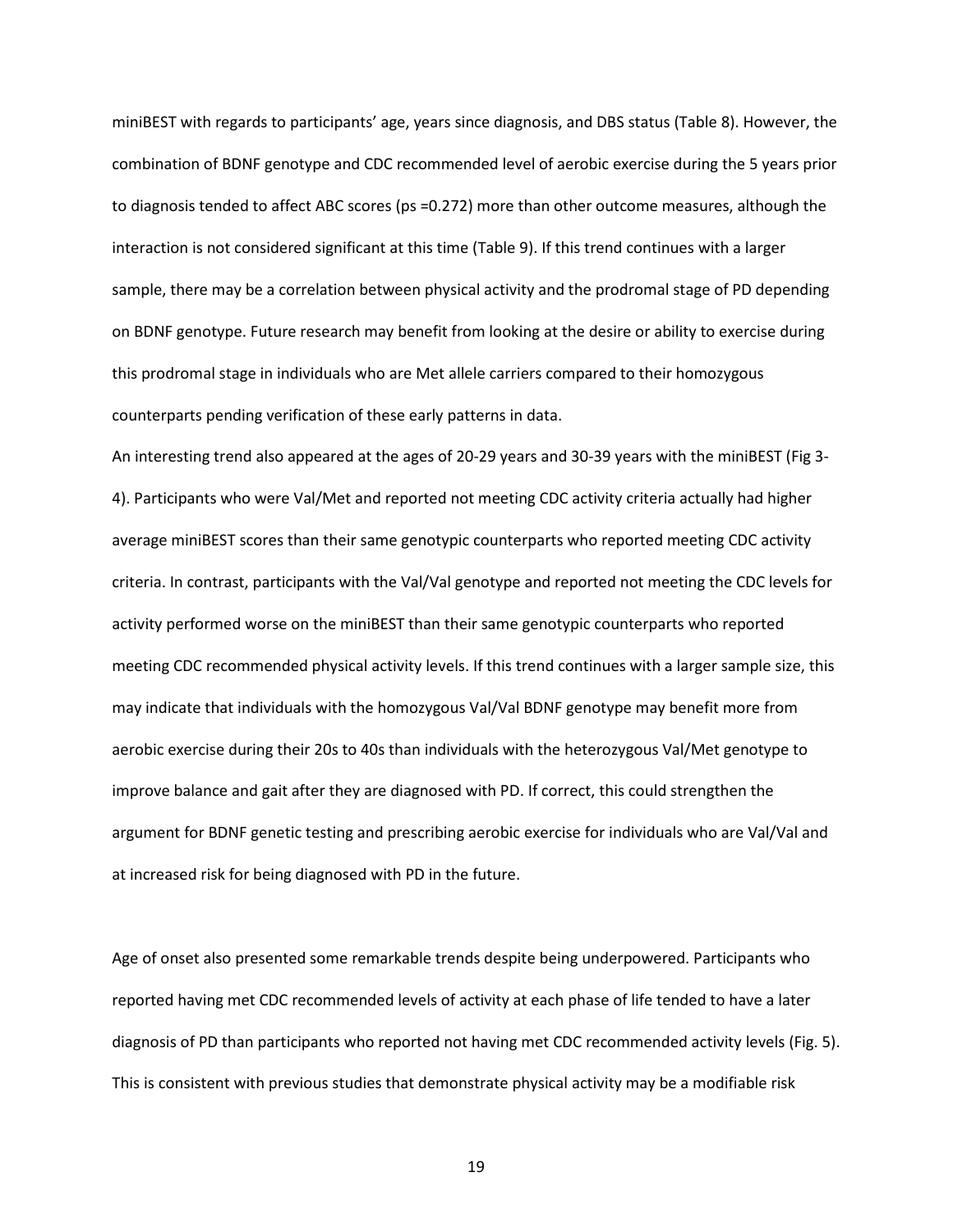miniBEST with regards to participants' age, years since diagnosis, and DBS status (Table 8). However, the combination of BDNF genotype and CDC recommended level of aerobic exercise during the 5 years prior to diagnosis tended to affect ABC scores (ps =0.272) more than other outcome measures, although the interaction is not considered significant at this time (Table 9). If this trend continues with a larger sample, there may be a correlation between physical activity and the prodromal stage of PD depending on BDNF genotype. Future research may benefit from looking at the desire or ability to exercise during this prodromal stage in individuals who are Met allele carriers compared to their homozygous counterparts pending verification of these early patterns in data.

An interesting trend also appeared at the ages of 20-29 years and 30-39 years with the miniBEST (Fig 3-4). Participants who were Val/Met and reported not meeting CDC activity criteria actually had higher average miniBEST scores than their same genotypic counterparts who reported meeting CDC activity criteria. In contrast, participants with the Val/Val genotype and reported not meeting the CDC levels for activity performed worse on the miniBEST than their same genotypic counterparts who reported meeting CDC recommended physical activity levels. If this trend continues with a larger sample size, this may indicate that individuals with the homozygous Val/Val BDNF genotype may benefit more from aerobic exercise during their 20s to 40s than individuals with the heterozygous Val/Met genotype to improve balance and gait after they are diagnosed with PD. If correct, this could strengthen the argument for BDNF genetic testing and prescribing aerobic exercise for individuals who are Val/Val and at increased risk for being diagnosed with PD in the future.

Age of onset also presented some remarkable trends despite being underpowered. Participants who reported having met CDC recommended levels of activity at each phase of life tended to have a later diagnosis of PD than participants who reported not having met CDC recommended activity levels (Fig. 5). This is consistent with previous studies that demonstrate physical activity may be a modifiable risk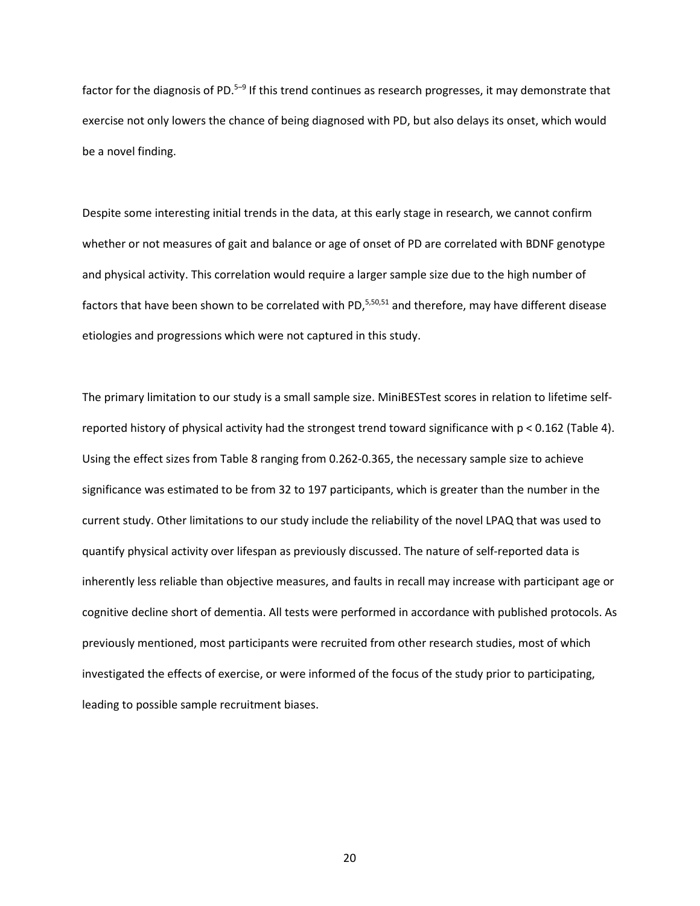factor for the diagnosis of PD.[5–9] If this trend continues as research progresses, it may demonstrate that exercise not only lowers the chance of being diagnosed with PD, but also delays its onset, which would be a novel finding.

Despite some interesting initial trends in the data, at this early stage in research, we cannot confirm whether or not measures of gait and balance or age of onset of PD are correlated with BDNF genotype and physical activity. This correlation would require a larger sample size due to the high number of factors that have been shown to be correlated with PD,[5,50,51] and therefore, may have different disease etiologies and progressions which were not captured in this study.

The primary limitation to our study is a small sample size. MiniBESTest scores in relation to lifetime self-reported history of physical activity had the strongest trend toward significance with $p < 0.162$ (Table 4). Using the effect sizes from Table 8 ranging from 0.262-0.365, the necessary sample size to achieve significance was estimated to be from 32 to 197 participants, which is greater than the number in the current study. Other limitations to our study include the reliability of the novel LPAQ that was used to quantify physical activity over lifespan as previously discussed. The nature of self-reported data is inherently less reliable than objective measures, and faults in recall may increase with participant age or cognitive decline short of dementia. All tests were performed in accordance with published protocols. As previously mentioned, most participants were recruited from other research studies, most of which investigated the effects of exercise, or were informed of the focus of the study prior to participating, leading to possible sample recruitment biases.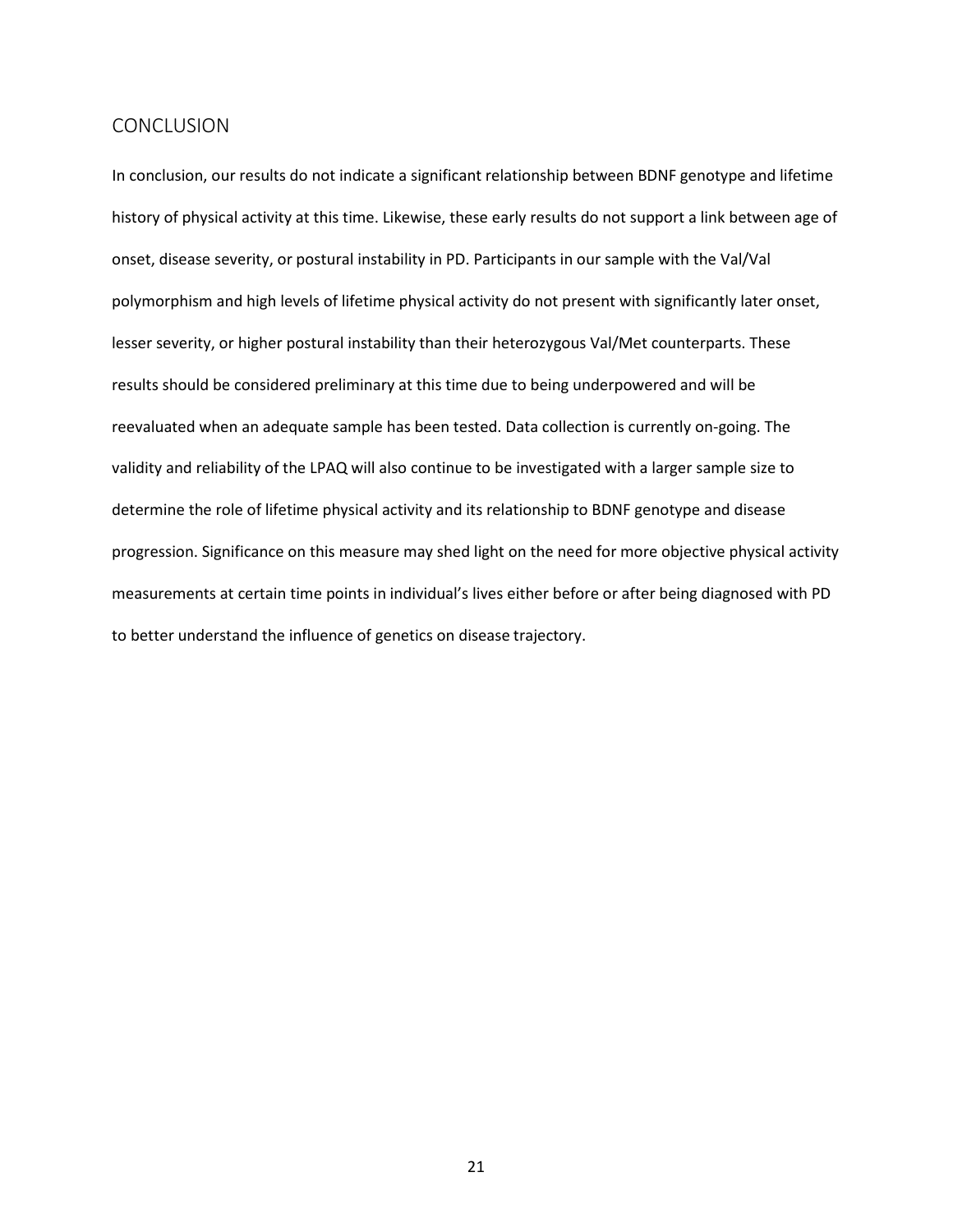## CONCLUSION

In conclusion, our results do not indicate a significant relationship between BDNF genotype and lifetime history of physical activity at this time. Likewise, these early results do not support a link between age of onset, disease severity, or postural instability in PD. Participants in our sample with the Val/Val polymorphism and high levels of lifetime physical activity do not present with significantly later onset, lesser severity, or higher postural instability than their heterozygous Val/Met counterparts. These results should be considered preliminary at this time due to being underpowered and will be reevaluated when an adequate sample has been tested. Data collection is currently on-going. The validity and reliability of the LPAQ will also continue to be investigated with a larger sample size to determine the role of lifetime physical activity and its relationship to BDNF genotype and disease progression. Significance on this measure may shed light on the need for more objective physical activity measurements at certain time points in individual's lives either before or after being diagnosed with PD to better understand the influence of genetics on disease trajectory.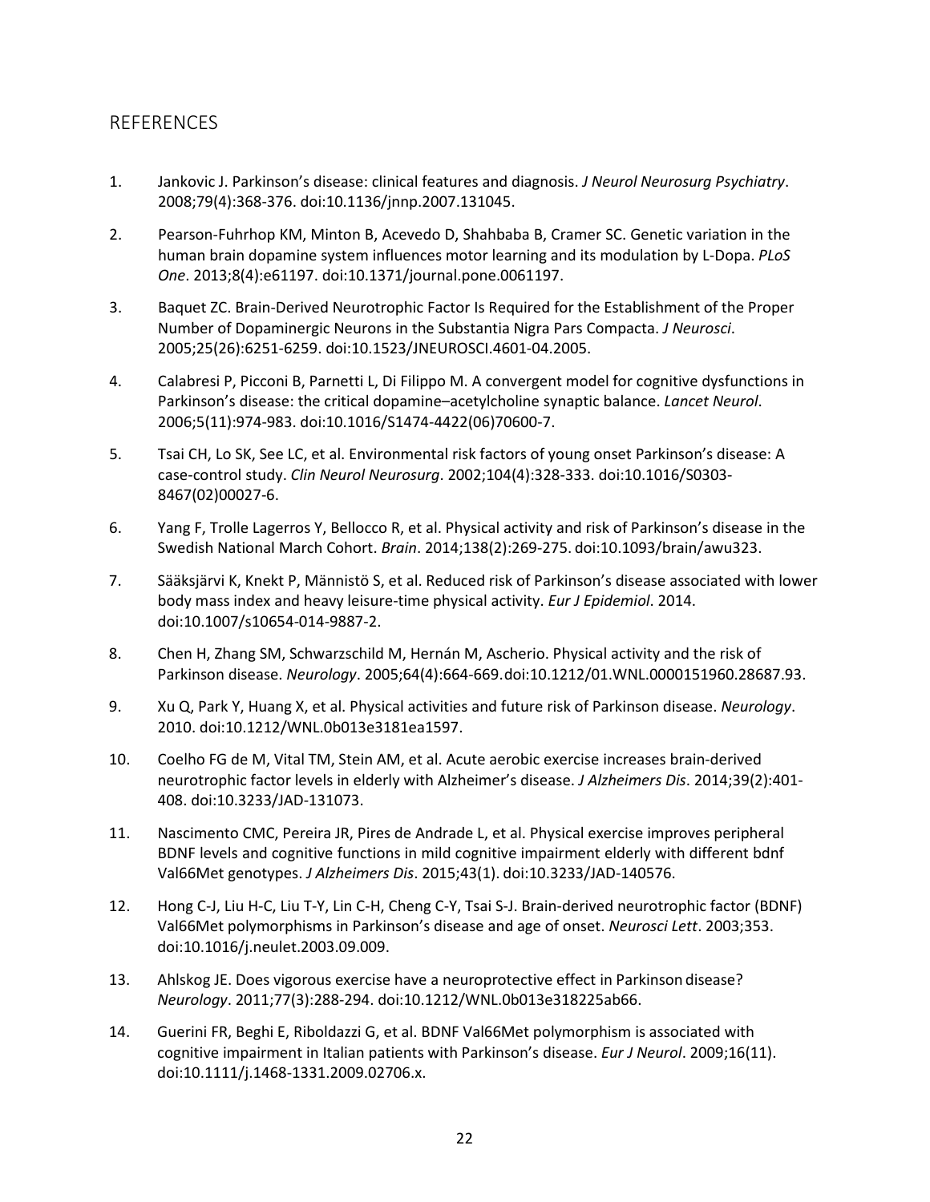## REFERENCES

1. Jankovic J. Parkinson's disease: clinical features and diagnosis. *J Neurol Neurosurg Psychiatry*. 2008;79(4):368-376. doi:10.1136/jnnp.2007.131045.

2. Pearson-Fuhrhop KM, Minton B, Acevedo D, Shahbaba B, Cramer SC. Genetic variation in the human brain dopamine system influences motor learning and its modulation by L-Dopa. *PLoS One*. 2013;8(4):e61197. doi:10.1371/journal.pone.0061197.

3. Baquet ZC. Brain-Derived Neurotrophic Factor Is Required for the Establishment of the Proper Number of Dopaminergic Neurons in the Substantia Nigra Pars Compacta. *J Neurosci*. 2005;25(26):6251-6259. doi:10.1523/JNEUROSCI.4601-04.2005.

4. Calabresi P, Picconi B, Parnetti L, Di Filippo M. A convergent model for cognitive dysfunctions in Parkinson's disease: the critical dopamine–acetylcholine synaptic balance. *Lancet Neurol*. 2006;5(11):974-983. doi:10.1016/S1474-4422(06)70600-7.

5. Tsai CH, Lo SK, See LC, et al. Environmental risk factors of young onset Parkinson's disease: A case-control study. *Clin Neurol Neurosurg*. 2002;104(4):328-333. doi:10.1016/S0303-8467(02)00027-6.

6. Yang F, Trolle Lagerros Y, Bellocco R, et al. Physical activity and risk of Parkinson's disease in the Swedish National March Cohort. *Brain*. 2014;138(2):269-275. doi:10.1093/brain/awu323.

7. Sääksjärvi K, Knekt P, Männistö S, et al. Reduced risk of Parkinson's disease associated with lower body mass index and heavy leisure-time physical activity. *Eur J Epidemiol*. 2014. doi:10.1007/s10654-014-9887-2.

8. Chen H, Zhang SM, Schwarzschild M, Hernán M, Ascherio. Physical activity and the risk of Parkinson disease. *Neurology*. 2005;64(4):664-669. doi:10.1212/01.WNL.0000151960.28687.93.

9. Xu Q, Park Y, Huang X, et al. Physical activities and future risk of Parkinson disease. *Neurology*. 2010. doi:10.1212/WNL.0b013e3181ea1597.

10. Coelho FG de M, Vital TM, Stein AM, et al. Acute aerobic exercise increases brain-derived neurotrophic factor levels in elderly with Alzheimer's disease. *J Alzheimers Dis*. 2014;39(2):401-408. doi:10.3233/JAD-131073.

11. Nascimento CMC, Pereira JR, Pires de Andrade L, et al. Physical exercise improves peripheral BDNF levels and cognitive functions in mild cognitive impairment elderly with different bdnf Val66Met genotypes. *J Alzheimers Dis*. 2015;43(1). doi:10.3233/JAD-140576.

12. Hong C-J, Liu H-C, Liu T-Y, Lin C-H, Cheng C-Y, Tsai S-J. Brain-derived neurotrophic factor (BDNF) Val66Met polymorphisms in Parkinson's disease and age of onset. *Neurosci Lett*. 2003;353. doi:10.1016/j.neulet.2003.09.009.

13. Ahlskog JE. Does vigorous exercise have a neuroprotective effect in Parkinson disease? *Neurology*. 2011;77(3):288-294. doi:10.1212/WNL.0b013e318225ab66.

14. Guerini FR, Beghi E, Riboldazzi G, et al. BDNF Val66Met polymorphism is associated with cognitive impairment in Italian patients with Parkinson's disease. *Eur J Neurol*. 2009;16(11). doi:10.1111/j.1468-1331.2009.02706.x.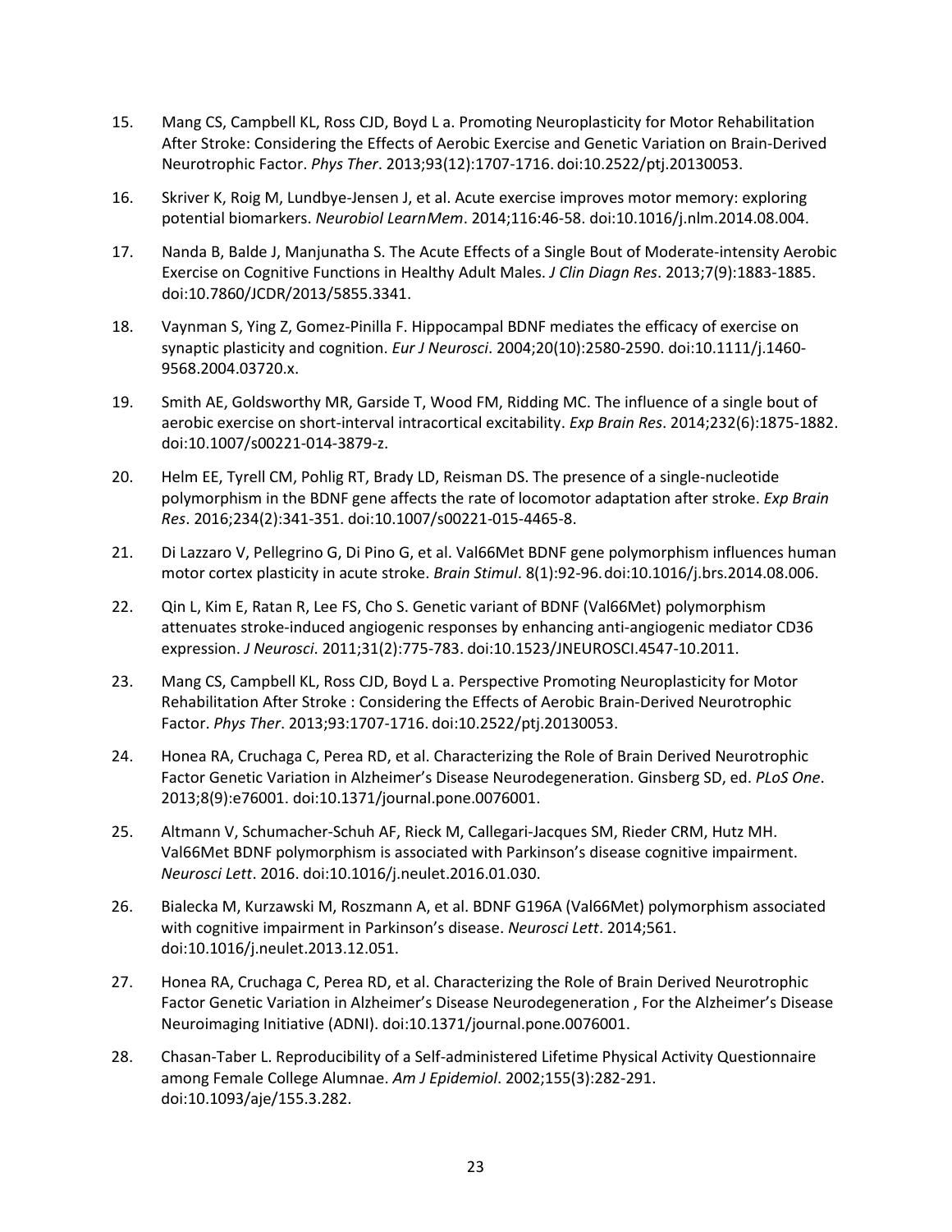15. Mang CS, Campbell KL, Ross CJD, Boyd L a. Promoting Neuroplasticity for Motor Rehabilitation After Stroke: Considering the Effects of Aerobic Exercise and Genetic Variation on Brain-Derived Neurotrophic Factor. *Phys Ther*. 2013;93(12):1707-1716. doi:10.2522/ptj.20130053.

16. Skriver K, Roig M, Lundbye-Jensen J, et al. Acute exercise improves motor memory: exploring potential biomarkers. *Neurobiol LearnMem*. 2014;116:46-58. doi:10.1016/j.nlm.2014.08.004.

17. Nanda B, Balde J, Manjunatha S. The Acute Effects of a Single Bout of Moderate-intensity Aerobic Exercise on Cognitive Functions in Healthy Adult Males. *J Clin Diagn Res*. 2013;7(9):1883-1885. doi:10.7860/JCDR/2013/5855.3341.

18. Vaynman S, Ying Z, Gomez-Pinilla F. Hippocampal BDNF mediates the efficacy of exercise on synaptic plasticity and cognition. *Eur J Neurosci*. 2004;20(10):2580-2590. doi:10.1111/j.1460-9568.2004.03720.x.

19. Smith AE, Goldsworthy MR, Garside T, Wood FM, Ridding MC. The influence of a single bout of aerobic exercise on short-interval intracortical excitability. *Exp Brain Res*. 2014;232(6):1875-1882. doi:10.1007/s00221-014-3879-z.

20. Helm EE, Tyrell CM, Pohlig RT, Brady LD, Reisman DS. The presence of a single-nucleotide polymorphism in the BDNF gene affects the rate of locomotor adaptation after stroke. *Exp Brain Res*. 2016;234(2):341-351. doi:10.1007/s00221-015-4465-8.

21. Di Lazzaro V, Pellegrino G, Di Pino G, et al. Val66Met BDNF gene polymorphism influences human motor cortex plasticity in acute stroke. *Brain Stimul*. 8(1):92-96. doi:10.1016/j.brs.2014.08.006.

22. Qin L, Kim E, Ratan R, Lee FS, Cho S. Genetic variant of BDNF (Val66Met) polymorphism attenuates stroke-induced angiogenic responses by enhancing anti-angiogenic mediator CD36 expression. *J Neurosci*. 2011;31(2):775-783. doi:10.1523/JNEUROSCI.4547-10.2011.

23. Mang CS, Campbell KL, Ross CJD, Boyd L a. Perspective Promoting Neuroplasticity for Motor Rehabilitation After Stroke : Considering the Effects of Aerobic Brain-Derived Neurotrophic Factor. *Phys Ther*. 2013;93:1707-1716. doi:10.2522/ptj.20130053.

24. Honea RA, Cruchaga C, Perea RD, et al. Characterizing the Role of Brain Derived Neurotrophic Factor Genetic Variation in Alzheimer's Disease Neurodegeneration. Ginsberg SD, ed. *PLoS One*. 2013;8(9):e76001. doi:10.1371/journal.pone.0076001.

25. Altmann V, Schumacher-Schuh AF, Rieck M, Callegari-Jacques SM, Rieder CRM, Hutz MH. Val66Met BDNF polymorphism is associated with Parkinson's disease cognitive impairment. *Neurosci Lett*. 2016. doi:10.1016/j.neulet.2016.01.030.

26. Bialecka M, Kurzawski M, Roszmann A, et al. BDNF G196A (Val66Met) polymorphism associated with cognitive impairment in Parkinson's disease. *Neurosci Lett*. 2014;561. doi:10.1016/j.neulet.2013.12.051.

27. Honea RA, Cruchaga C, Perea RD, et al. Characterizing the Role of Brain Derived Neurotrophic Factor Genetic Variation in Alzheimer's Disease Neurodegeneration , For the Alzheimer's Disease Neuroimaging Initiative (ADNI). doi:10.1371/journal.pone.0076001.

28. Chasan-Taber L. Reproducibility of a Self-administered Lifetime Physical Activity Questionnaire among Female College Alumnae. *Am J Epidemiol*. 2002;155(3):282-291. doi:10.1093/aje/155.3.282.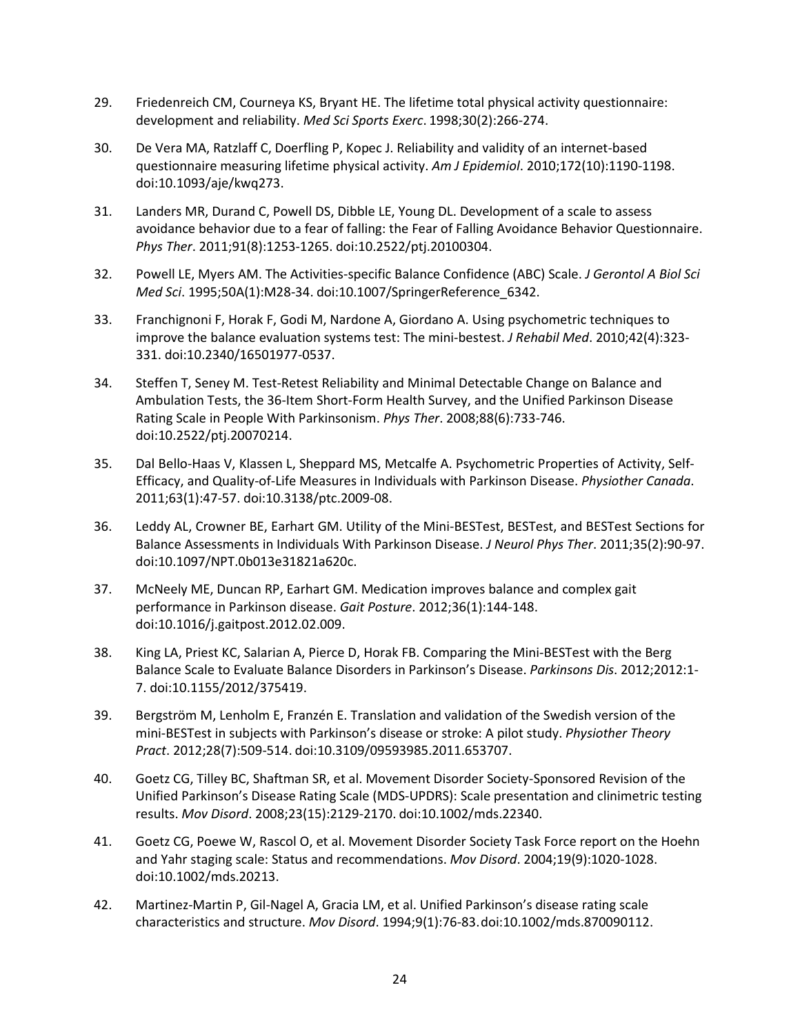29. Friedenreich CM, Courneya KS, Bryant HE. The lifetime total physical activity questionnaire: development and reliability. *Med Sci Sports Exerc*. 1998;30(2):266-274.

30. De Vera MA, Ratzlaff C, Doerfling P, Kopec J. Reliability and validity of an internet-based questionnaire measuring lifetime physical activity. *Am J Epidemiol*. 2010;172(10):1190-1198. doi:10.1093/aje/kwq273.

31. Landers MR, Durand C, Powell DS, Dibble LE, Young DL. Development of a scale to assess avoidance behavior due to a fear of falling: the Fear of Falling Avoidance Behavior Questionnaire. *Phys Ther*. 2011;91(8):1253-1265. doi:10.2522/ptj.20100304.

32. Powell LE, Myers AM. The Activities-specific Balance Confidence (ABC) Scale. *J Gerontol A Biol Sci Med Sci*. 1995;50A(1):M28-34. doi:10.1007/SpringerReference_6342.

33. Franchignoni F, Horak F, Godi M, Nardone A, Giordano A. Using psychometric techniques to improve the balance evaluation systems test: The mini-bestest. *J Rehabil Med*. 2010;42(4):323-331. doi:10.2340/16501977-0537.

34. Steffen T, Seney M. Test-Retest Reliability and Minimal Detectable Change on Balance and Ambulation Tests, the 36-Item Short-Form Health Survey, and the Unified Parkinson Disease Rating Scale in People With Parkinsonism. *Phys Ther*. 2008;88(6):733-746. doi:10.2522/ptj.20070214.

35. Dal Bello-Haas V, Klassen L, Sheppard MS, Metcalfe A. Psychometric Properties of Activity, Self-Efficacy, and Quality-of-Life Measures in Individuals with Parkinson Disease. *Physiother Canada*. 2011;63(1):47-57. doi:10.3138/ptc.2009-08.

36. Leddy AL, Crowner BE, Earhart GM. Utility of the Mini-BESTest, BESTest, and BESTest Sections for Balance Assessments in Individuals With Parkinson Disease. *J Neurol Phys Ther*. 2011;35(2):90-97. doi:10.1097/NPT.0b013e31821a620c.

37. McNeely ME, Duncan RP, Earhart GM. Medication improves balance and complex gait performance in Parkinson disease. *Gait Posture*. 2012;36(1):144-148. doi:10.1016/j.gaitpost.2012.02.009.

38. King LA, Priest KC, Salarian A, Pierce D, Horak FB. Comparing the Mini-BESTest with the Berg Balance Scale to Evaluate Balance Disorders in Parkinson's Disease. *Parkinsons Dis*. 2012;2012:1-7. doi:10.1155/2012/375419.

39. Bergström M, Lenholm E, Franzén E. Translation and validation of the Swedish version of the mini-BESTest in subjects with Parkinson's disease or stroke: A pilot study. *Physiother Theory Pract*. 2012;28(7):509-514. doi:10.3109/09593985.2011.653707.

40. Goetz CG, Tilley BC, Shaftman SR, et al. Movement Disorder Society-Sponsored Revision of the Unified Parkinson's Disease Rating Scale (MDS-UPDRS): Scale presentation and clinimetric testing results. *Mov Disord*. 2008;23(15):2129-2170. doi:10.1002/mds.22340.

41. Goetz CG, Poewe W, Rascol O, et al. Movement Disorder Society Task Force report on the Hoehn and Yahr staging scale: Status and recommendations. *Mov Disord*. 2004;19(9):1020-1028. doi:10.1002/mds.20213.

42. Martinez-Martin P, Gil-Nagel A, Gracia LM, et al. Unified Parkinson's disease rating scale characteristics and structure. *Mov Disord*. 1994;9(1):76-83. doi:10.1002/mds.870090112.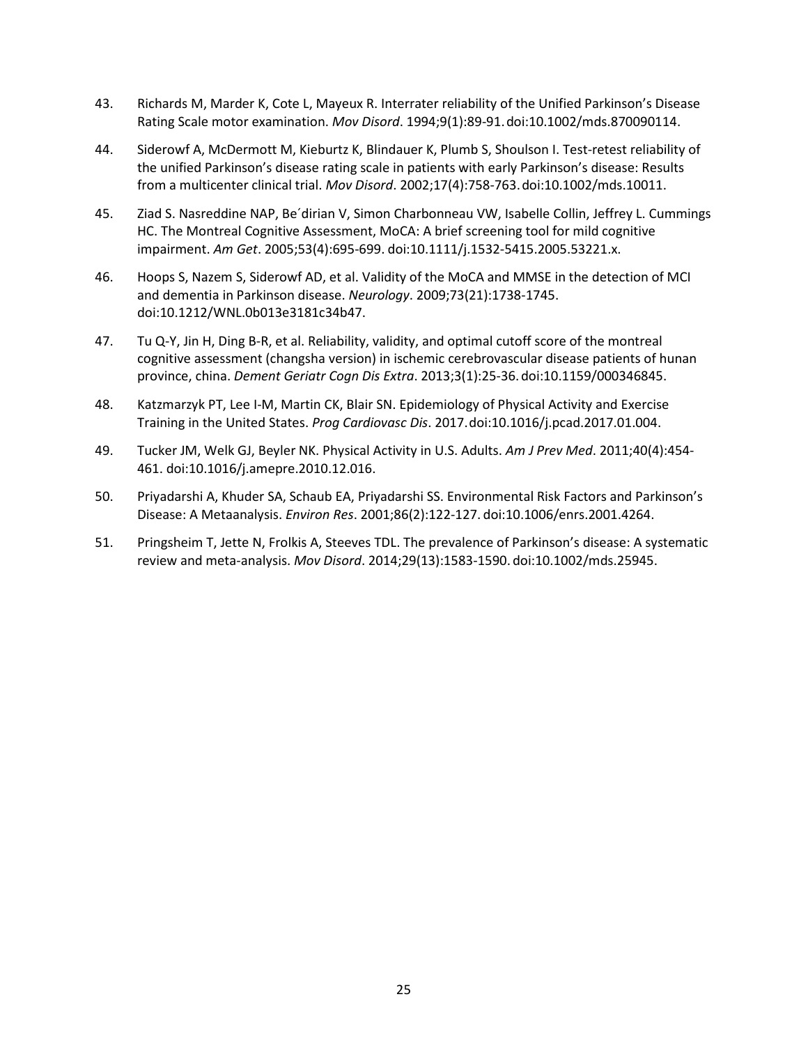43. Richards M, Marder K, Cote L, Mayeux R. Interrater reliability of the Unified Parkinson's Disease Rating Scale motor examination. *Mov Disord*. 1994;9(1):89-91. doi:10.1002/mds.870090114.

44. Siderowf A, McDermott M, Kieburtz K, Blindauer K, Plumb S, Shoulson I. Test-retest reliability of the unified Parkinson's disease rating scale in patients with early Parkinson's disease: Results from a multicenter clinical trial. *Mov Disord*. 2002;17(4):758-763. doi:10.1002/mds.10011.

45. Ziad S. Nasreddine NAP, Be´dirian V, Simon Charbonneau VW, Isabelle Collin, Jeffrey L. Cummings HC. The Montreal Cognitive Assessment, MoCA: A brief screening tool for mild cognitive impairment. *Am Get*. 2005;53(4):695-699. doi:10.1111/j.1532-5415.2005.53221.x.

46. Hoops S, Nazem S, Siderowf AD, et al. Validity of the MoCA and MMSE in the detection of MCI and dementia in Parkinson disease. *Neurology*. 2009;73(21):1738-1745. doi:10.1212/WNL.0b013e3181c34b47.

47. Tu Q-Y, Jin H, Ding B-R, et al. Reliability, validity, and optimal cutoff score of the montreal cognitive assessment (changsha version) in ischemic cerebrovascular disease patients of hunan province, china. *Dement Geriatr Cogn Dis Extra*. 2013;3(1):25-36. doi:10.1159/000346845.

48. Katzmarzyk PT, Lee I-M, Martin CK, Blair SN. Epidemiology of Physical Activity and Exercise Training in the United States. *Prog Cardiovasc Dis*. 2017. doi:10.1016/j.pcad.2017.01.004.

49. Tucker JM, Welk GJ, Beyler NK. Physical Activity in U.S. Adults. *Am J Prev Med*. 2011;40(4):454-461. doi:10.1016/j.amepre.2010.12.016.

50. Priyadarshi A, Khuder SA, Schaub EA, Priyadarshi SS. Environmental Risk Factors and Parkinson's Disease: A Metaanalysis. *Environ Res*. 2001;86(2):122-127. doi:10.1006/enrs.2001.4264.

51. Pringsheim T, Jette N, Frolkis A, Steeves TDL. The prevalence of Parkinson's disease: A systematic review and meta-analysis. *Mov Disord*. 2014;29(13):1583-1590. doi:10.1002/mds.25945.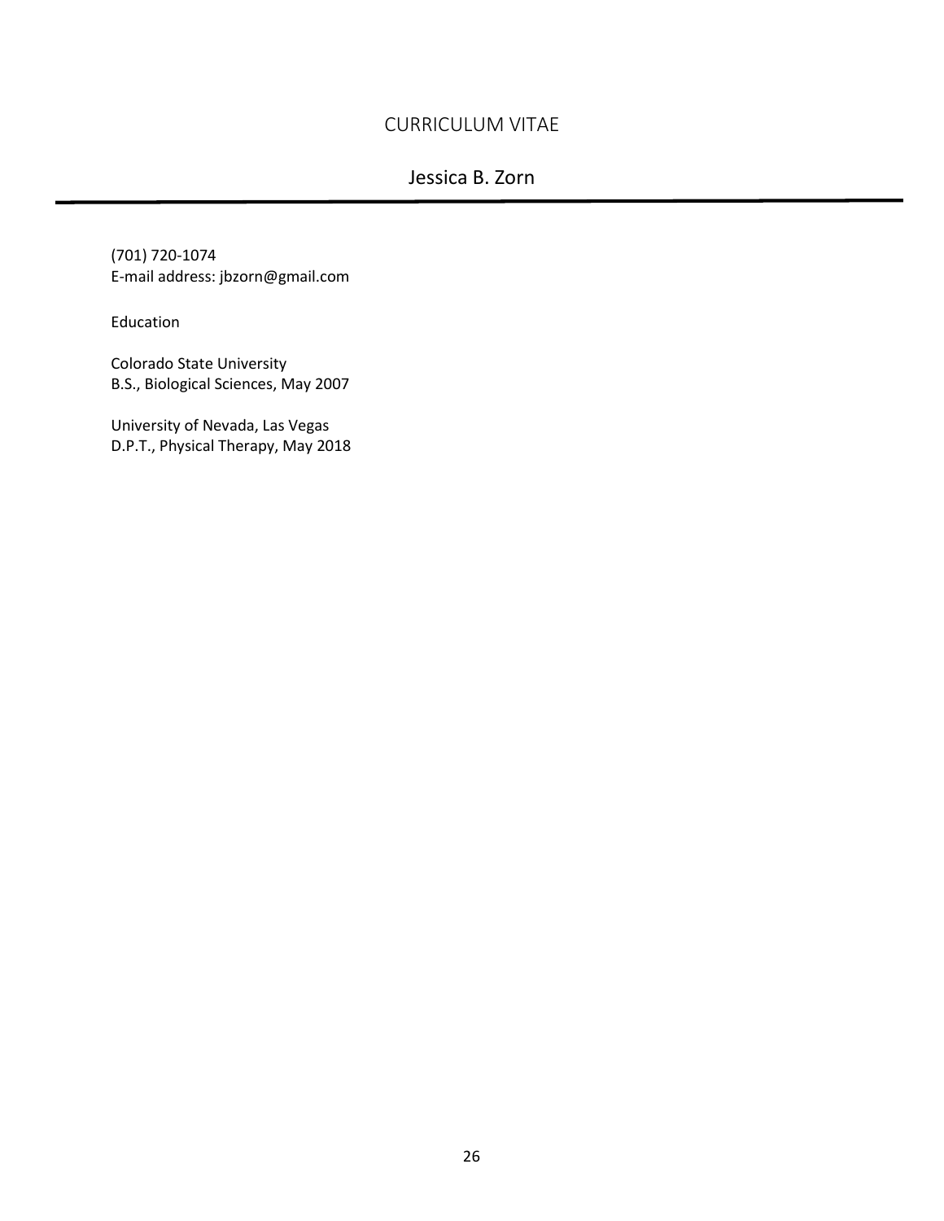# CURRICULUM VITAE

## Jessica B. Zorn

---

(701) 720-1074
E-mail address: jbzorn@gmail.com

Education

Colorado State University
B.S., Biological Sciences, May 2007

University of Nevada, Las Vegas
D.P.T., Physical Therapy, May 2018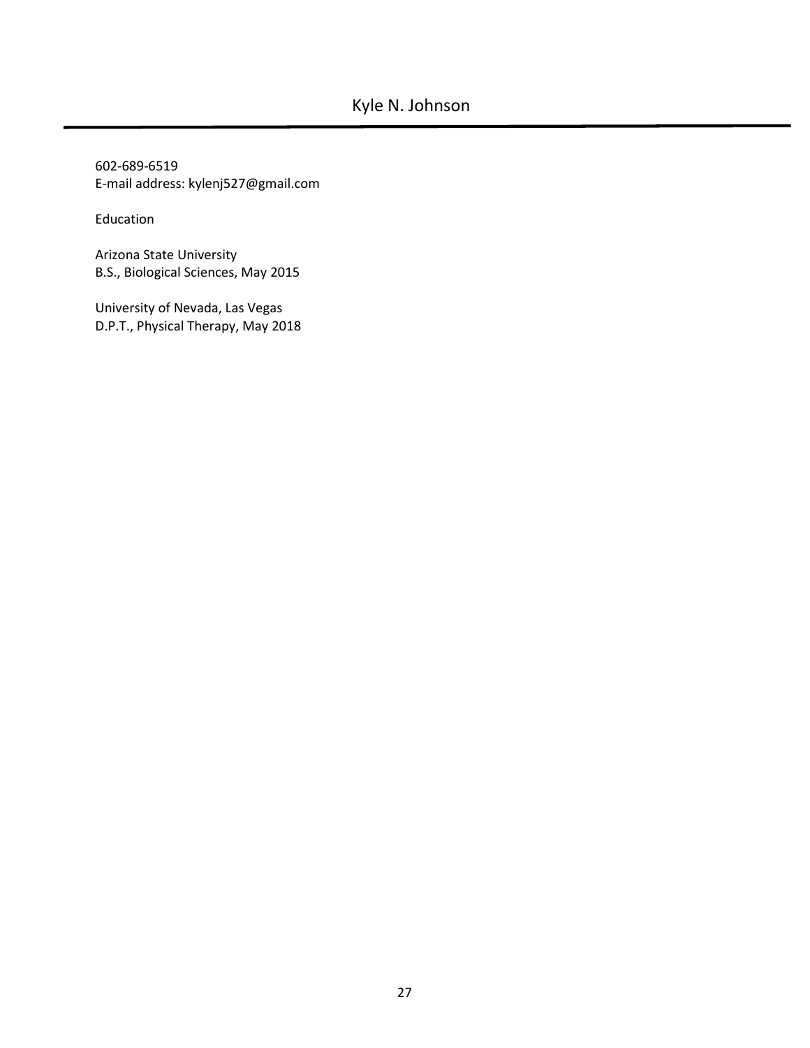# Kyle N. Johnson

602-689-6519
E-mail address: kylenj527@gmail.com

Education

Arizona State University
B.S., Biological Sciences, May 2015

University of Nevada, Las Vegas
D.P.T., Physical Therapy, May 2018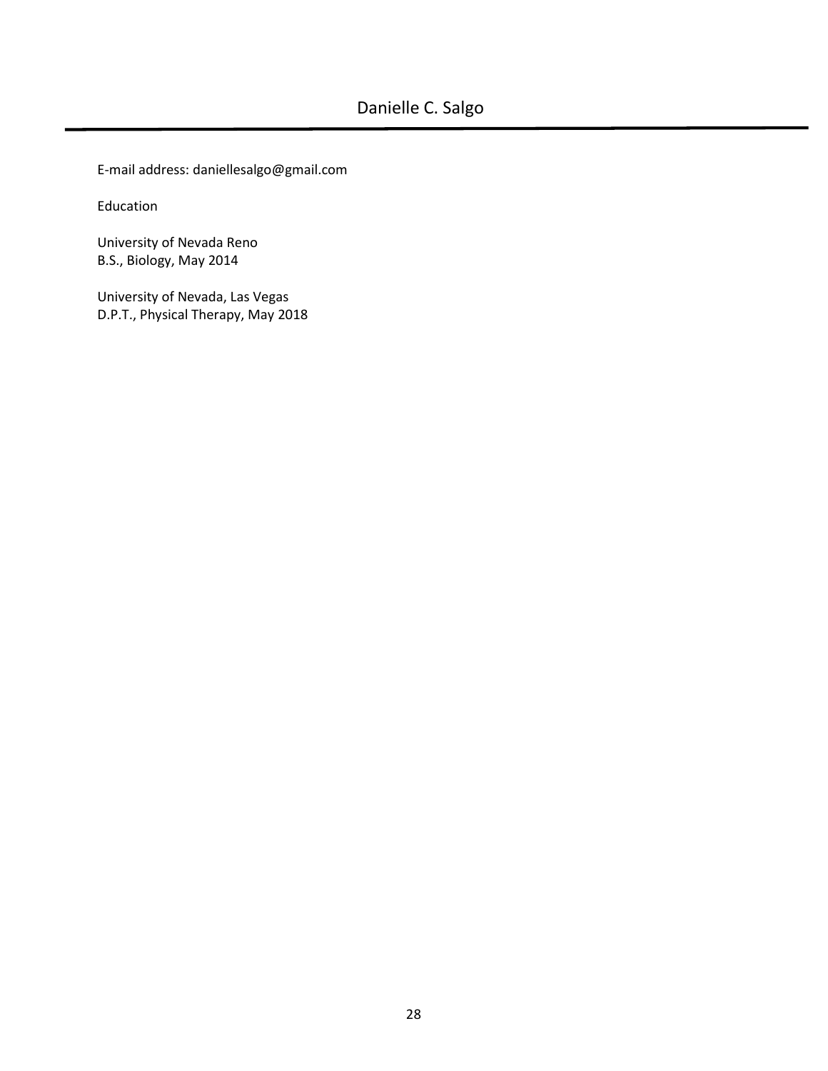# Danielle C. Salgo

E-mail address: daniellesalgo@gmail.com

Education

University of Nevada Reno
B.S., Biology, May 2014

University of Nevada, Las Vegas
D.P.T., Physical Therapy, May 2018